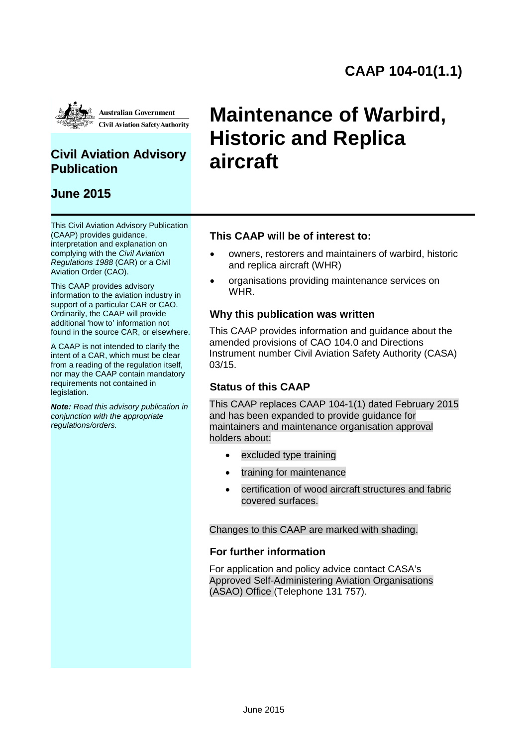# CAAP 104-01(1.1)

Australian Government
Civil Aviation Safety Authority

## Civil Aviation Advisory Publication

## June 2015

# Maintenance of Warbird, Historic and Replica aircraft

This Civil Aviation Advisory Publication (CAAP) provides guidance, interpretation and explanation on complying with the *Civil Aviation Regulations 1988* (CAR) or a Civil Aviation Order (CAO).

This CAAP provides advisory information to the aviation industry in support of a particular CAR or CAO. Ordinarily, the CAAP will provide additional 'how to' information not found in the source CAR, or elsewhere.

A CAAP is not intended to clarify the intent of a CAR, which must be clear from a reading of the regulation itself, nor may the CAAP contain mandatory requirements not contained in legislation.

***Note:*** *Read this advisory publication in conjunction with the appropriate regulations/orders.*

### This CAAP will be of interest to:

- owners, restorers and maintainers of warbird, historic and replica aircraft (WHR)
- organisations providing maintenance services on WHR.

### Why this publication was written

This CAAP provides information and guidance about the amended provisions of CAO 104.0 and Directions Instrument number Civil Aviation Safety Authority (CASA) 03/15.

### Status of this CAAP

This CAAP replaces CAAP 104-1(1) dated February 2015 and has been expanded to provide guidance for maintainers and maintenance organisation approval holders about:

- excluded type training
- training for maintenance
- certification of wood aircraft structures and fabric covered surfaces.

Changes to this CAAP are marked with shading.

### For further information

For application and policy advice contact CASA's Approved Self-Administering Aviation Organisations (ASAO) Office (Telephone 131 757).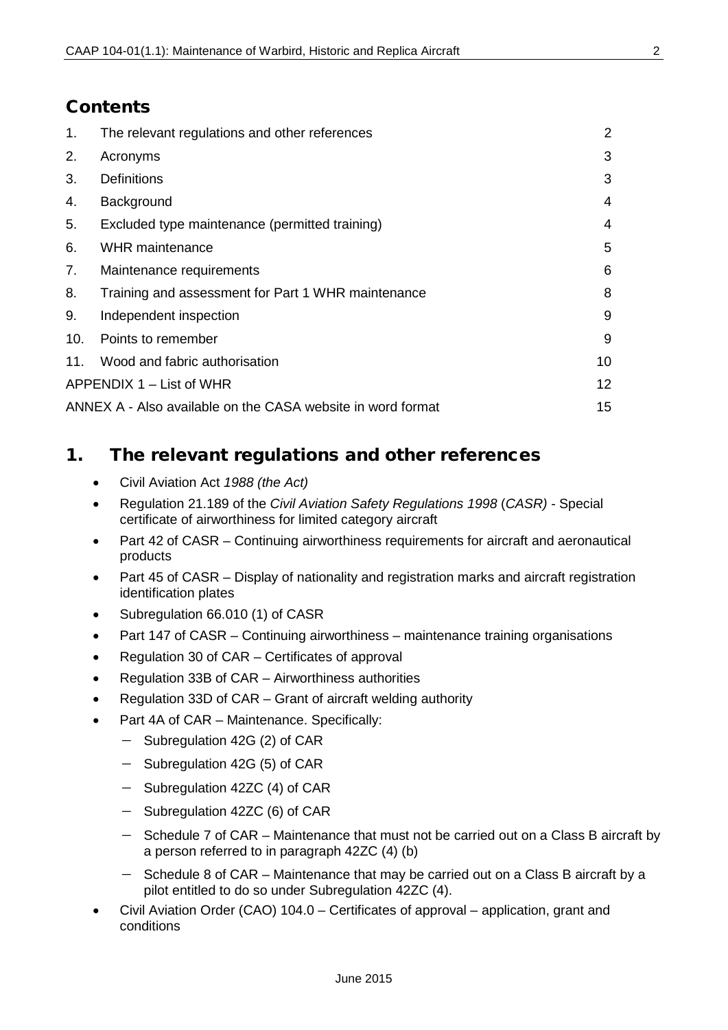## Contents

| | | |
|---|---|---|
| 1. | The relevant regulations and other references | 2 |
| 2. | Acronyms | 3 |
| 3. | Definitions | 3 |
| 4. | Background | 4 |
| 5. | Excluded type maintenance (permitted training) | 4 |
| 6. | WHR maintenance | 5 |
| 7. | Maintenance requirements | 6 |
| 8. | Training and assessment for Part 1 WHR maintenance | 8 |
| 9. | Independent inspection | 9 |
| 10. | Points to remember | 9 |
| 11. | Wood and fabric authorisation | 10 |
| APPENDIX 1 – List of WHR | | 12 |
| ANNEX A - Also available on the CASA website in word format | | 15 |

## 1. The relevant regulations and other references

- Civil Aviation Act *1988 (the Act)*
- Regulation 21.189 of the *Civil Aviation Safety Regulations 1998* (*CASR)* - Special certificate of airworthiness for limited category aircraft
- Part 42 of CASR – Continuing airworthiness requirements for aircraft and aeronautical products
- Part 45 of CASR – Display of nationality and registration marks and aircraft registration identification plates
- Subregulation 66.010 (1) of CASR
- Part 147 of CASR – Continuing airworthiness – maintenance training organisations
- Regulation 30 of CAR – Certificates of approval
- Regulation 33B of CAR – Airworthiness authorities
- Regulation 33D of CAR – Grant of aircraft welding authority
- Part 4A of CAR – Maintenance. Specifically:
  - Subregulation 42G (2) of CAR
  - Subregulation 42G (5) of CAR
  - Subregulation 42ZC (4) of CAR
  - Subregulation 42ZC (6) of CAR
  - Schedule 7 of CAR – Maintenance that must not be carried out on a Class B aircraft by a person referred to in paragraph 42ZC (4) (b)
  - Schedule 8 of CAR – Maintenance that may be carried out on a Class B aircraft by a pilot entitled to do so under Subregulation 42ZC (4).
- Civil Aviation Order (CAO) 104.0 – Certificates of approval – application, grant and conditions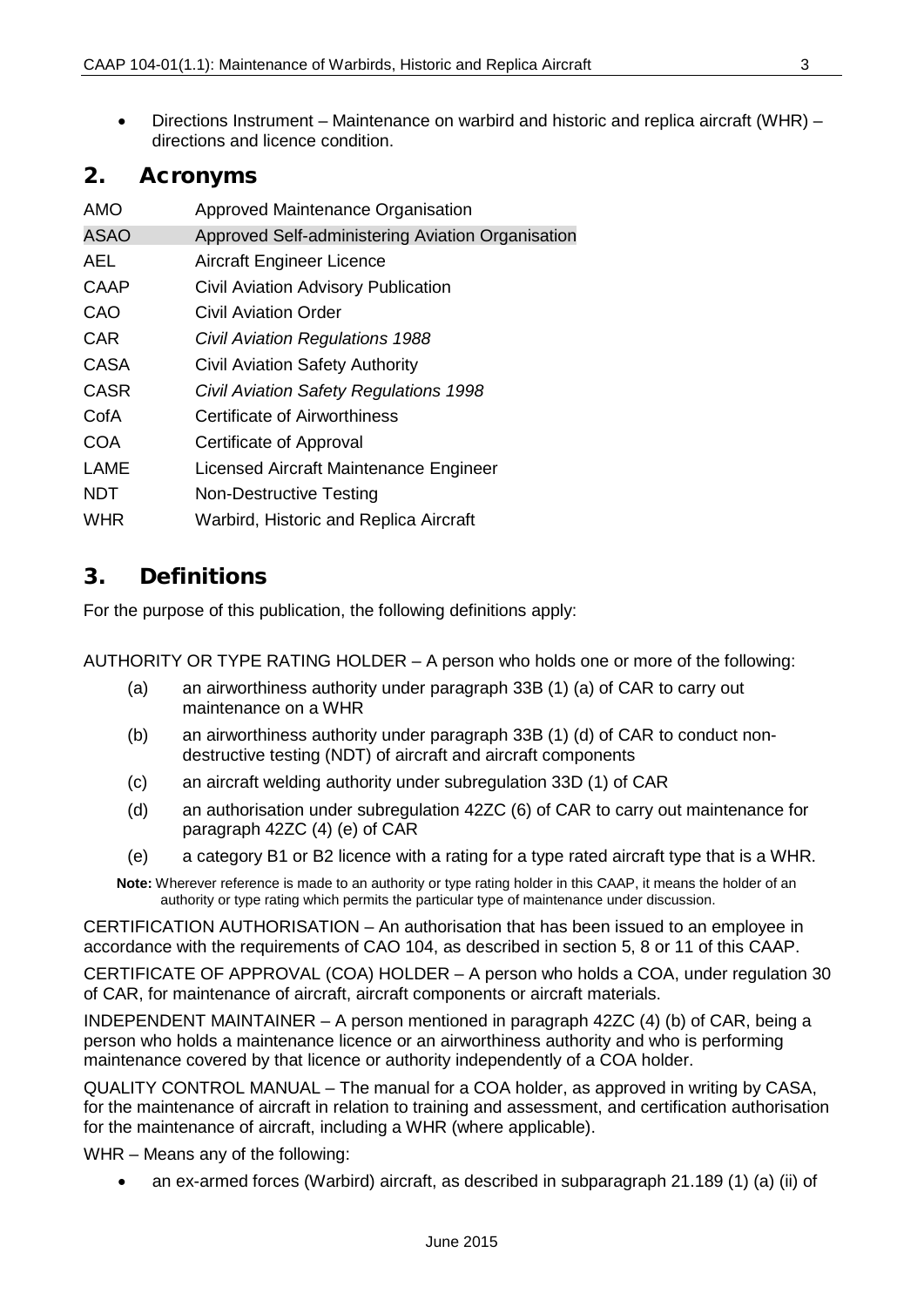- Directions Instrument – Maintenance on warbird and historic and replica aircraft (WHR) – directions and licence condition.

## 2. Acronyms

| | |
|---|---|
| AMO | Approved Maintenance Organisation |
| ASAO | Approved Self-administering Aviation Organisation |
| AEL | Aircraft Engineer Licence |
| CAAP | Civil Aviation Advisory Publication |
| CAO | Civil Aviation Order |
| CAR | *Civil Aviation Regulations 1988* |
| CASA | Civil Aviation Safety Authority |
| CASR | *Civil Aviation Safety Regulations 1998* |
| CofA | Certificate of Airworthiness |
| COA | Certificate of Approval |
| LAME | Licensed Aircraft Maintenance Engineer |
| NDT | Non-Destructive Testing |
| WHR | Warbird, Historic and Replica Aircraft |

## 3. Definitions

For the purpose of this publication, the following definitions apply:

AUTHORITY OR TYPE RATING HOLDER – A person who holds one or more of the following:

(a) an airworthiness authority under paragraph 33B (1) (a) of CAR to carry out maintenance on a WHR

(b) an airworthiness authority under paragraph 33B (1) (d) of CAR to conduct non-destructive testing (NDT) of aircraft and aircraft components

(c) an aircraft welding authority under subregulation 33D (1) of CAR

(d) an authorisation under subregulation 42ZC (6) of CAR to carry out maintenance for paragraph 42ZC (4) (e) of CAR

(e) a category B1 or B2 licence with a rating for a type rated aircraft type that is a WHR.

**Note:** Wherever reference is made to an authority or type rating holder in this CAAP, it means the holder of an authority or type rating which permits the particular type of maintenance under discussion.

CERTIFICATION AUTHORISATION – An authorisation that has been issued to an employee in accordance with the requirements of CAO 104, as described in section 5, 8 or 11 of this CAAP.

CERTIFICATE OF APPROVAL (COA) HOLDER – A person who holds a COA, under regulation 30 of CAR, for maintenance of aircraft, aircraft components or aircraft materials.

INDEPENDENT MAINTAINER – A person mentioned in paragraph 42ZC (4) (b) of CAR, being a person who holds a maintenance licence or an airworthiness authority and who is performing maintenance covered by that licence or authority independently of a COA holder.

QUALITY CONTROL MANUAL – The manual for a COA holder, as approved in writing by CASA, for the maintenance of aircraft in relation to training and assessment, and certification authorisation for the maintenance of aircraft, including a WHR (where applicable).

WHR – Means any of the following:

- an ex-armed forces (Warbird) aircraft, as described in subparagraph 21.189 (1) (a) (ii) of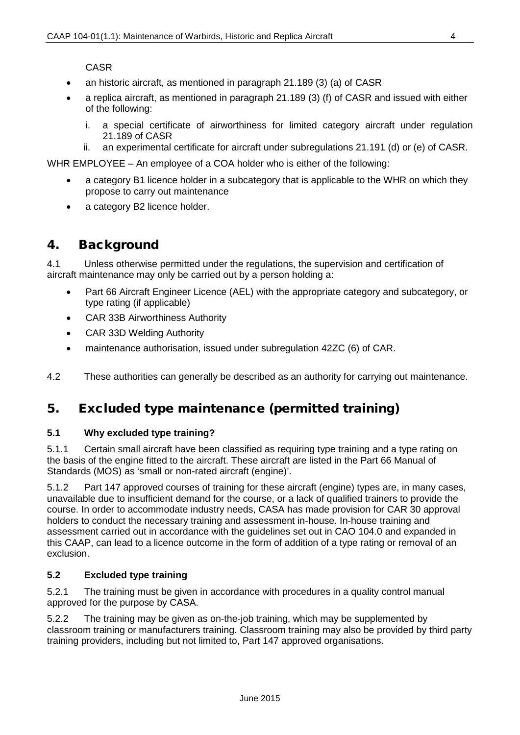CASR

- an historic aircraft, as mentioned in paragraph 21.189 (3) (a) of CASR
- a replica aircraft, as mentioned in paragraph 21.189 (3) (f) of CASR and issued with either of the following:
    i. a special certificate of airworthiness for limited category aircraft under regulation 21.189 of CASR
    ii. an experimental certificate for aircraft under subregulations 21.191 (d) or (e) of CASR.

WHR EMPLOYEE – An employee of a COA holder who is either of the following:

- a category B1 licence holder in a subcategory that is applicable to the WHR on which they propose to carry out maintenance
- a category B2 licence holder.

# 4. Background

4.1 Unless otherwise permitted under the regulations, the supervision and certification of aircraft maintenance may only be carried out by a person holding a:

- Part 66 Aircraft Engineer Licence (AEL) with the appropriate category and subcategory, or type rating (if applicable)
- CAR 33B Airworthiness Authority
- CAR 33D Welding Authority
- maintenance authorisation, issued under subregulation 42ZC (6) of CAR.

4.2 These authorities can generally be described as an authority for carrying out maintenance.

# 5. Excluded type maintenance (permitted training)

### 5.1 Why excluded type training?

5.1.1 Certain small aircraft have been classified as requiring type training and a type rating on the basis of the engine fitted to the aircraft. These aircraft are listed in the Part 66 Manual of Standards (MOS) as 'small or non-rated aircraft (engine)'.

5.1.2 Part 147 approved courses of training for these aircraft (engine) types are, in many cases, unavailable due to insufficient demand for the course, or a lack of qualified trainers to provide the course. In order to accommodate industry needs, CASA has made provision for CAR 30 approval holders to conduct the necessary training and assessment in-house. In-house training and assessment carried out in accordance with the guidelines set out in CAO 104.0 and expanded in this CAAP, can lead to a licence outcome in the form of addition of a type rating or removal of an exclusion.

### 5.2 Excluded type training

5.2.1 The training must be given in accordance with procedures in a quality control manual approved for the purpose by CASA.

5.2.2 The training may be given as on-the-job training, which may be supplemented by classroom training or manufacturers training. Classroom training may also be provided by third party training providers, including but not limited to, Part 147 approved organisations.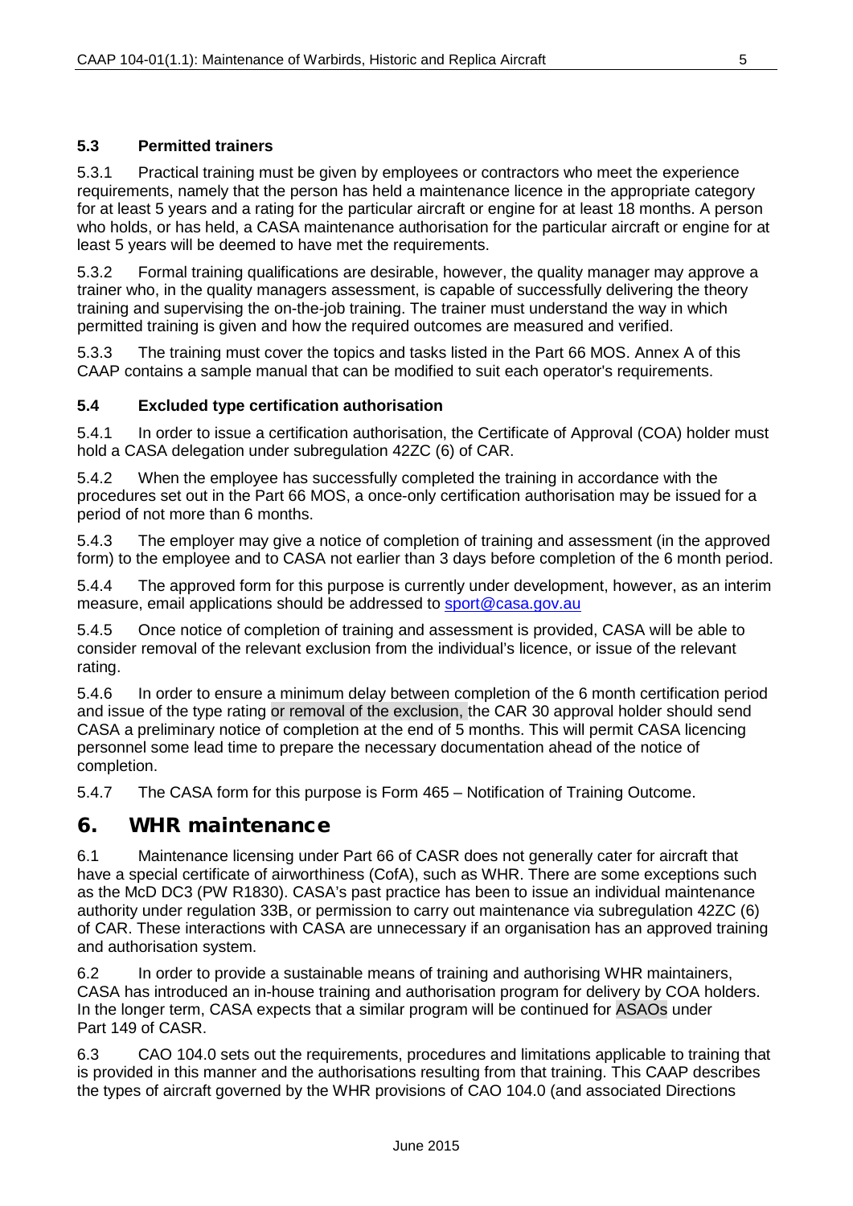### 5.3 Permitted trainers

5.3.1 Practical training must be given by employees or contractors who meet the experience requirements, namely that the person has held a maintenance licence in the appropriate category for at least 5 years and a rating for the particular aircraft or engine for at least 18 months. A person who holds, or has held, a CASA maintenance authorisation for the particular aircraft or engine for at least 5 years will be deemed to have met the requirements.

5.3.2 Formal training qualifications are desirable, however, the quality manager may approve a trainer who, in the quality managers assessment, is capable of successfully delivering the theory training and supervising the on-the-job training. The trainer must understand the way in which permitted training is given and how the required outcomes are measured and verified.

5.3.3 The training must cover the topics and tasks listed in the Part 66 MOS. Annex A of this CAAP contains a sample manual that can be modified to suit each operator's requirements.

### 5.4 Excluded type certification authorisation

5.4.1 In order to issue a certification authorisation, the Certificate of Approval (COA) holder must hold a CASA delegation under subregulation 42ZC (6) of CAR.

5.4.2 When the employee has successfully completed the training in accordance with the procedures set out in the Part 66 MOS, a once-only certification authorisation may be issued for a period of not more than 6 months.

5.4.3 The employer may give a notice of completion of training and assessment (in the approved form) to the employee and to CASA not earlier than 3 days before completion of the 6 month period.

5.4.4 The approved form for this purpose is currently under development, however, as an interim measure, email applications should be addressed to sport@casa.gov.au

5.4.5 Once notice of completion of training and assessment is provided, CASA will be able to consider removal of the relevant exclusion from the individual's licence, or issue of the relevant rating.

5.4.6 In order to ensure a minimum delay between completion of the 6 month certification period and issue of the type rating or removal of the exclusion, the CAR 30 approval holder should send CASA a preliminary notice of completion at the end of 5 months. This will permit CASA licencing personnel some lead time to prepare the necessary documentation ahead of the notice of completion.

5.4.7 The CASA form for this purpose is Form 465 – Notification of Training Outcome.

## 6. WHR maintenance

6.1 Maintenance licensing under Part 66 of CASR does not generally cater for aircraft that have a special certificate of airworthiness (CofA), such as WHR. There are some exceptions such as the McD DC3 (PW R1830). CASA's past practice has been to issue an individual maintenance authority under regulation 33B, or permission to carry out maintenance via subregulation 42ZC (6) of CAR. These interactions with CASA are unnecessary if an organisation has an approved training and authorisation system.

6.2 In order to provide a sustainable means of training and authorising WHR maintainers, CASA has introduced an in-house training and authorisation program for delivery by COA holders. In the longer term, CASA expects that a similar program will be continued for ASAOs under Part 149 of CASR.

6.3 CAO 104.0 sets out the requirements, procedures and limitations applicable to training that is provided in this manner and the authorisations resulting from that training. This CAAP describes the types of aircraft governed by the WHR provisions of CAO 104.0 (and associated Directions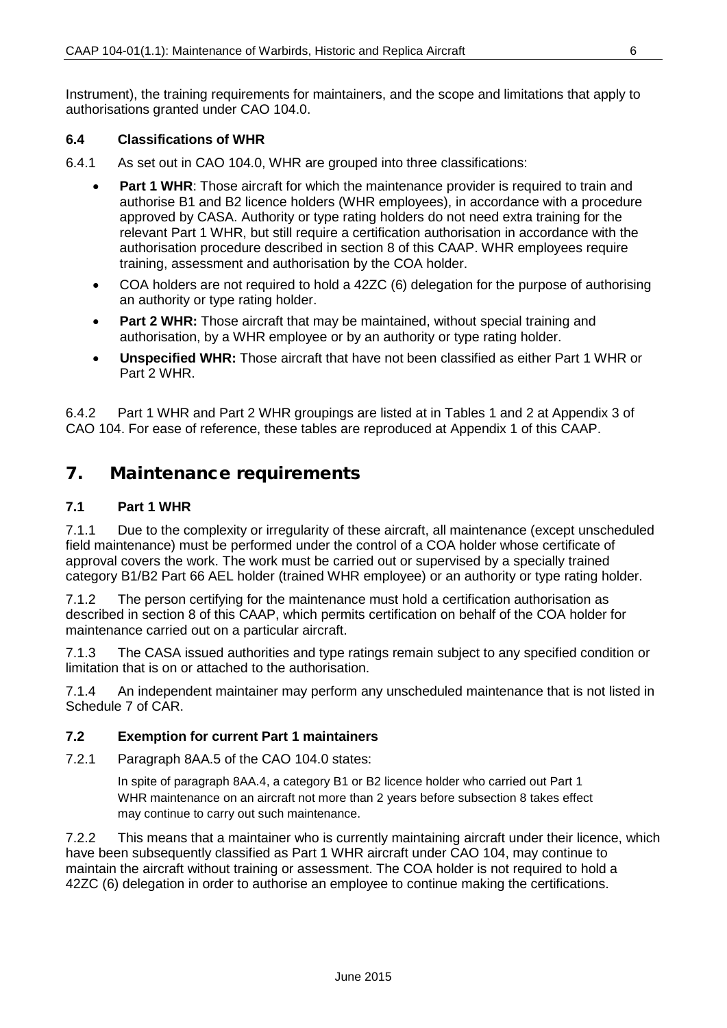Instrument), the training requirements for maintainers, and the scope and limitations that apply to authorisations granted under CAO 104.0.

### 6.4 Classifications of WHR

6.4.1 As set out in CAO 104.0, WHR are grouped into three classifications:

- **Part 1 WHR**: Those aircraft for which the maintenance provider is required to train and authorise B1 and B2 licence holders (WHR employees), in accordance with a procedure approved by CASA. Authority or type rating holders do not need extra training for the relevant Part 1 WHR, but still require a certification authorisation in accordance with the authorisation procedure described in section 8 of this CAAP. WHR employees require training, assessment and authorisation by the COA holder.
- COA holders are not required to hold a 42ZC (6) delegation for the purpose of authorising an authority or type rating holder.
- **Part 2 WHR:** Those aircraft that may be maintained, without special training and authorisation, by a WHR employee or by an authority or type rating holder.
- **Unspecified WHR:** Those aircraft that have not been classified as either Part 1 WHR or Part 2 WHR.

6.4.2 Part 1 WHR and Part 2 WHR groupings are listed at in Tables 1 and 2 at Appendix 3 of CAO 104. For ease of reference, these tables are reproduced at Appendix 1 of this CAAP.

## 7. Maintenance requirements

### 7.1 Part 1 WHR

7.1.1 Due to the complexity or irregularity of these aircraft, all maintenance (except unscheduled field maintenance) must be performed under the control of a COA holder whose certificate of approval covers the work. The work must be carried out or supervised by a specially trained category B1/B2 Part 66 AEL holder (trained WHR employee) or an authority or type rating holder.

7.1.2 The person certifying for the maintenance must hold a certification authorisation as described in section 8 of this CAAP, which permits certification on behalf of the COA holder for maintenance carried out on a particular aircraft.

7.1.3 The CASA issued authorities and type ratings remain subject to any specified condition or limitation that is on or attached to the authorisation.

7.1.4 An independent maintainer may perform any unscheduled maintenance that is not listed in Schedule 7 of CAR.

### 7.2 Exemption for current Part 1 maintainers

7.2.1 Paragraph 8AA.5 of the CAO 104.0 states:

> In spite of paragraph 8AA.4, a category B1 or B2 licence holder who carried out Part 1 WHR maintenance on an aircraft not more than 2 years before subsection 8 takes effect may continue to carry out such maintenance.

7.2.2 This means that a maintainer who is currently maintaining aircraft under their licence, which have been subsequently classified as Part 1 WHR aircraft under CAO 104, may continue to maintain the aircraft without training or assessment. The COA holder is not required to hold a 42ZC (6) delegation in order to authorise an employee to continue making the certifications.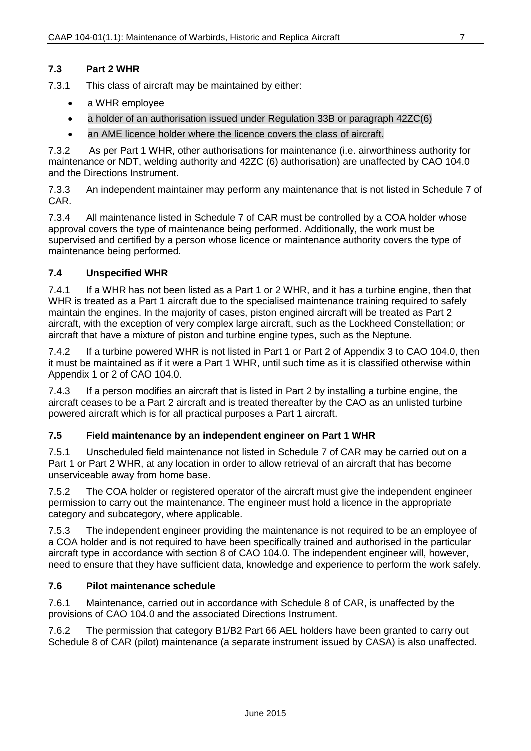### 7.3 Part 2 WHR

7.3.1 This class of aircraft may be maintained by either:

- a WHR employee
- a holder of an authorisation issued under Regulation 33B or paragraph 42ZC(6)
- an AME licence holder where the licence covers the class of aircraft.

7.3.2 As per Part 1 WHR, other authorisations for maintenance (i.e. airworthiness authority for maintenance or NDT, welding authority and 42ZC (6) authorisation) are unaffected by CAO 104.0 and the Directions Instrument.

7.3.3 An independent maintainer may perform any maintenance that is not listed in Schedule 7 of CAR.

7.3.4 All maintenance listed in Schedule 7 of CAR must be controlled by a COA holder whose approval covers the type of maintenance being performed. Additionally, the work must be supervised and certified by a person whose licence or maintenance authority covers the type of maintenance being performed.

### 7.4 Unspecified WHR

7.4.1 If a WHR has not been listed as a Part 1 or 2 WHR, and it has a turbine engine, then that WHR is treated as a Part 1 aircraft due to the specialised maintenance training required to safely maintain the engines. In the majority of cases, piston engined aircraft will be treated as Part 2 aircraft, with the exception of very complex large aircraft, such as the Lockheed Constellation; or aircraft that have a mixture of piston and turbine engine types, such as the Neptune.

7.4.2 If a turbine powered WHR is not listed in Part 1 or Part 2 of Appendix 3 to CAO 104.0, then it must be maintained as if it were a Part 1 WHR, until such time as it is classified otherwise within Appendix 1 or 2 of CAO 104.0.

7.4.3 If a person modifies an aircraft that is listed in Part 2 by installing a turbine engine, the aircraft ceases to be a Part 2 aircraft and is treated thereafter by the CAO as an unlisted turbine powered aircraft which is for all practical purposes a Part 1 aircraft.

### 7.5 Field maintenance by an independent engineer on Part 1 WHR

7.5.1 Unscheduled field maintenance not listed in Schedule 7 of CAR may be carried out on a Part 1 or Part 2 WHR, at any location in order to allow retrieval of an aircraft that has become unserviceable away from home base.

7.5.2 The COA holder or registered operator of the aircraft must give the independent engineer permission to carry out the maintenance. The engineer must hold a licence in the appropriate category and subcategory, where applicable.

7.5.3 The independent engineer providing the maintenance is not required to be an employee of a COA holder and is not required to have been specifically trained and authorised in the particular aircraft type in accordance with section 8 of CAO 104.0. The independent engineer will, however, need to ensure that they have sufficient data, knowledge and experience to perform the work safely.

### 7.6 Pilot maintenance schedule

7.6.1 Maintenance, carried out in accordance with Schedule 8 of CAR, is unaffected by the provisions of CAO 104.0 and the associated Directions Instrument.

7.6.2 The permission that category B1/B2 Part 66 AEL holders have been granted to carry out Schedule 8 of CAR (pilot) maintenance (a separate instrument issued by CASA) is also unaffected.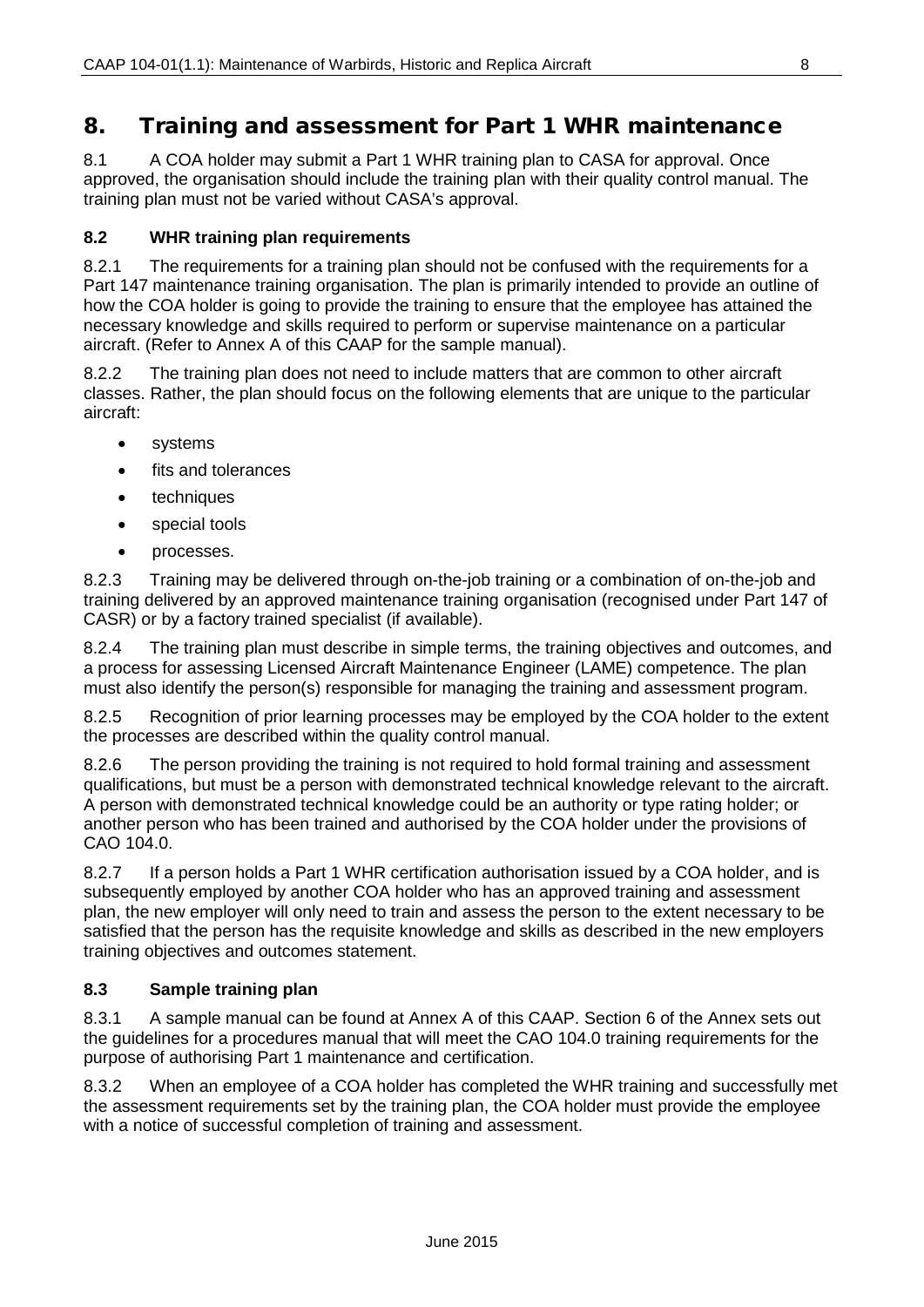# 8. Training and assessment for Part 1 WHR maintenance

8.1 A COA holder may submit a Part 1 WHR training plan to CASA for approval. Once approved, the organisation should include the training plan with their quality control manual. The training plan must not be varied without CASA's approval.

### 8.2 WHR training plan requirements

8.2.1 The requirements for a training plan should not be confused with the requirements for a Part 147 maintenance training organisation. The plan is primarily intended to provide an outline of how the COA holder is going to provide the training to ensure that the employee has attained the necessary knowledge and skills required to perform or supervise maintenance on a particular aircraft. (Refer to Annex A of this CAAP for the sample manual).

8.2.2 The training plan does not need to include matters that are common to other aircraft classes. Rather, the plan should focus on the following elements that are unique to the particular aircraft:

- systems
- fits and tolerances
- techniques
- special tools
- processes.

8.2.3 Training may be delivered through on-the-job training or a combination of on-the-job and training delivered by an approved maintenance training organisation (recognised under Part 147 of CASR) or by a factory trained specialist (if available).

8.2.4 The training plan must describe in simple terms, the training objectives and outcomes, and a process for assessing Licensed Aircraft Maintenance Engineer (LAME) competence. The plan must also identify the person(s) responsible for managing the training and assessment program.

8.2.5 Recognition of prior learning processes may be employed by the COA holder to the extent the processes are described within the quality control manual.

8.2.6 The person providing the training is not required to hold formal training and assessment qualifications, but must be a person with demonstrated technical knowledge relevant to the aircraft. A person with demonstrated technical knowledge could be an authority or type rating holder; or another person who has been trained and authorised by the COA holder under the provisions of CAO 104.0.

8.2.7 If a person holds a Part 1 WHR certification authorisation issued by a COA holder, and is subsequently employed by another COA holder who has an approved training and assessment plan, the new employer will only need to train and assess the person to the extent necessary to be satisfied that the person has the requisite knowledge and skills as described in the new employers training objectives and outcomes statement.

### 8.3 Sample training plan

8.3.1 A sample manual can be found at Annex A of this CAAP. Section 6 of the Annex sets out the guidelines for a procedures manual that will meet the CAO 104.0 training requirements for the purpose of authorising Part 1 maintenance and certification.

8.3.2 When an employee of a COA holder has completed the WHR training and successfully met the assessment requirements set by the training plan, the COA holder must provide the employee with a notice of successful completion of training and assessment.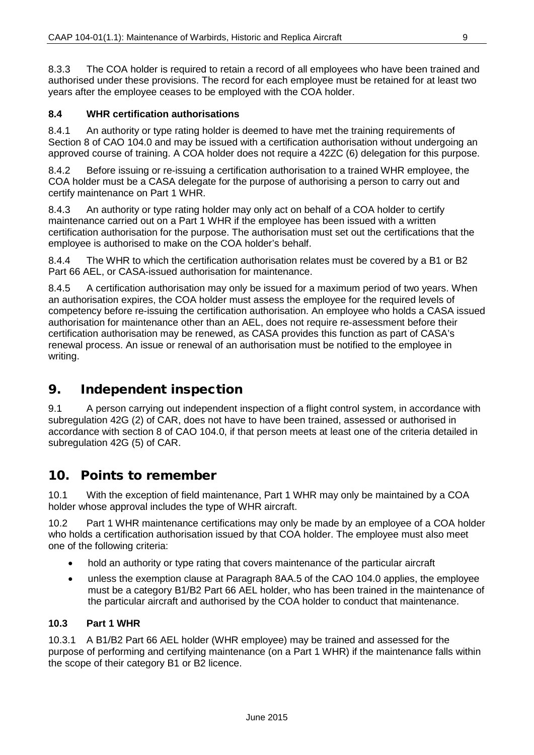8.3.3 The COA holder is required to retain a record of all employees who have been trained and authorised under these provisions. The record for each employee must be retained for at least two years after the employee ceases to be employed with the COA holder.

### 8.4 WHR certification authorisations

8.4.1 An authority or type rating holder is deemed to have met the training requirements of Section 8 of CAO 104.0 and may be issued with a certification authorisation without undergoing an approved course of training. A COA holder does not require a 42ZC (6) delegation for this purpose.

8.4.2 Before issuing or re-issuing a certification authorisation to a trained WHR employee, the COA holder must be a CASA delegate for the purpose of authorising a person to carry out and certify maintenance on Part 1 WHR.

8.4.3 An authority or type rating holder may only act on behalf of a COA holder to certify maintenance carried out on a Part 1 WHR if the employee has been issued with a written certification authorisation for the purpose. The authorisation must set out the certifications that the employee is authorised to make on the COA holder's behalf.

8.4.4 The WHR to which the certification authorisation relates must be covered by a B1 or B2 Part 66 AEL, or CASA-issued authorisation for maintenance.

8.4.5 A certification authorisation may only be issued for a maximum period of two years. When an authorisation expires, the COA holder must assess the employee for the required levels of competency before re-issuing the certification authorisation. An employee who holds a CASA issued authorisation for maintenance other than an AEL, does not require re-assessment before their certification authorisation may be renewed, as CASA provides this function as part of CASA's renewal process. An issue or renewal of an authorisation must be notified to the employee in writing.

## 9. Independent inspection

9.1 A person carrying out independent inspection of a flight control system, in accordance with subregulation 42G (2) of CAR, does not have to have been trained, assessed or authorised in accordance with section 8 of CAO 104.0, if that person meets at least one of the criteria detailed in subregulation 42G (5) of CAR.

## 10. Points to remember

10.1 With the exception of field maintenance, Part 1 WHR may only be maintained by a COA holder whose approval includes the type of WHR aircraft.

10.2 Part 1 WHR maintenance certifications may only be made by an employee of a COA holder who holds a certification authorisation issued by that COA holder. The employee must also meet one of the following criteria:

- hold an authority or type rating that covers maintenance of the particular aircraft
- unless the exemption clause at Paragraph 8AA.5 of the CAO 104.0 applies, the employee must be a category B1/B2 Part 66 AEL holder, who has been trained in the maintenance of the particular aircraft and authorised by the COA holder to conduct that maintenance.

### 10.3 Part 1 WHR

10.3.1 A B1/B2 Part 66 AEL holder (WHR employee) may be trained and assessed for the purpose of performing and certifying maintenance (on a Part 1 WHR) if the maintenance falls within the scope of their category B1 or B2 licence.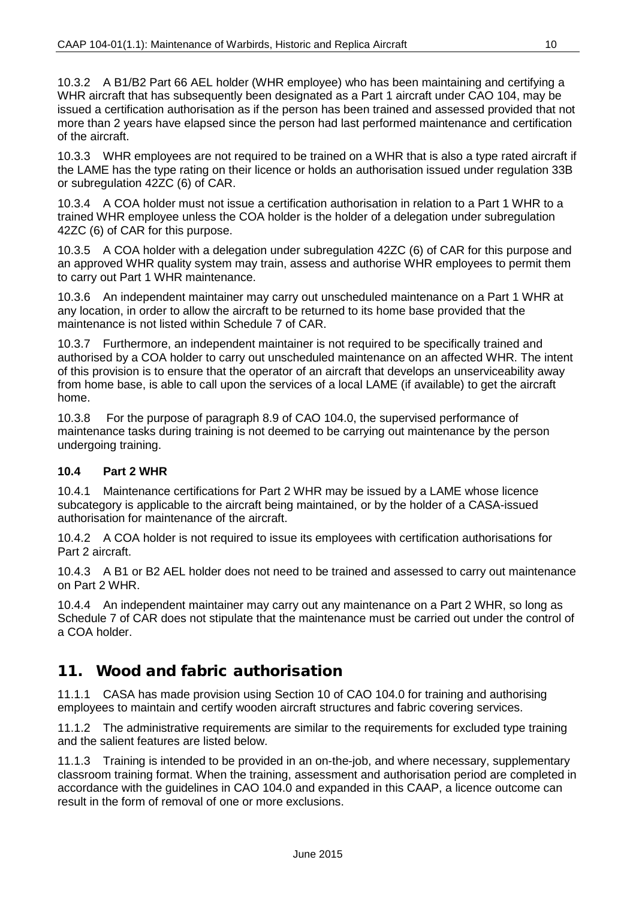10.3.2 A B1/B2 Part 66 AEL holder (WHR employee) who has been maintaining and certifying a WHR aircraft that has subsequently been designated as a Part 1 aircraft under CAO 104, may be issued a certification authorisation as if the person has been trained and assessed provided that not more than 2 years have elapsed since the person had last performed maintenance and certification of the aircraft.

10.3.3 WHR employees are not required to be trained on a WHR that is also a type rated aircraft if the LAME has the type rating on their licence or holds an authorisation issued under regulation 33B or subregulation 42ZC (6) of CAR.

10.3.4 A COA holder must not issue a certification authorisation in relation to a Part 1 WHR to a trained WHR employee unless the COA holder is the holder of a delegation under subregulation 42ZC (6) of CAR for this purpose.

10.3.5 A COA holder with a delegation under subregulation 42ZC (6) of CAR for this purpose and an approved WHR quality system may train, assess and authorise WHR employees to permit them to carry out Part 1 WHR maintenance.

10.3.6 An independent maintainer may carry out unscheduled maintenance on a Part 1 WHR at any location, in order to allow the aircraft to be returned to its home base provided that the maintenance is not listed within Schedule 7 of CAR.

10.3.7 Furthermore, an independent maintainer is not required to be specifically trained and authorised by a COA holder to carry out unscheduled maintenance on an affected WHR. The intent of this provision is to ensure that the operator of an aircraft that develops an unserviceability away from home base, is able to call upon the services of a local LAME (if available) to get the aircraft home.

10.3.8 For the purpose of paragraph 8.9 of CAO 104.0, the supervised performance of maintenance tasks during training is not deemed to be carrying out maintenance by the person undergoing training.

### 10.4 Part 2 WHR

10.4.1 Maintenance certifications for Part 2 WHR may be issued by a LAME whose licence subcategory is applicable to the aircraft being maintained, or by the holder of a CASA-issued authorisation for maintenance of the aircraft.

10.4.2 A COA holder is not required to issue its employees with certification authorisations for Part 2 aircraft.

10.4.3 A B1 or B2 AEL holder does not need to be trained and assessed to carry out maintenance on Part 2 WHR.

10.4.4 An independent maintainer may carry out any maintenance on a Part 2 WHR, so long as Schedule 7 of CAR does not stipulate that the maintenance must be carried out under the control of a COA holder.

## 11. Wood and fabric authorisation

11.1.1 CASA has made provision using Section 10 of CAO 104.0 for training and authorising employees to maintain and certify wooden aircraft structures and fabric covering services.

11.1.2 The administrative requirements are similar to the requirements for excluded type training and the salient features are listed below.

11.1.3 Training is intended to be provided in an on-the-job, and where necessary, supplementary classroom training format. When the training, assessment and authorisation period are completed in accordance with the guidelines in CAO 104.0 and expanded in this CAAP, a licence outcome can result in the form of removal of one or more exclusions.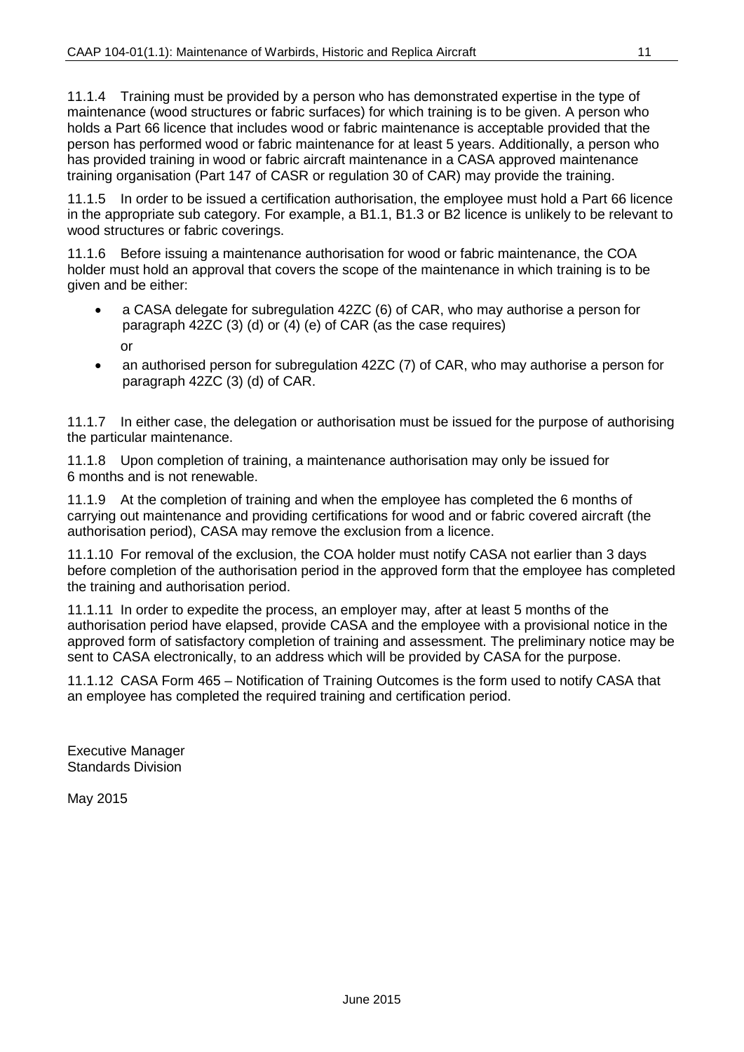11.1.4 Training must be provided by a person who has demonstrated expertise in the type of maintenance (wood structures or fabric surfaces) for which training is to be given. A person who holds a Part 66 licence that includes wood or fabric maintenance is acceptable provided that the person has performed wood or fabric maintenance for at least 5 years. Additionally, a person who has provided training in wood or fabric aircraft maintenance in a CASA approved maintenance training organisation (Part 147 of CASR or regulation 30 of CAR) may provide the training.

11.1.5 In order to be issued a certification authorisation, the employee must hold a Part 66 licence in the appropriate sub category. For example, a B1.1, B1.3 or B2 licence is unlikely to be relevant to wood structures or fabric coverings.

11.1.6 Before issuing a maintenance authorisation for wood or fabric maintenance, the COA holder must hold an approval that covers the scope of the maintenance in which training is to be given and be either:

- a CASA delegate for subregulation 42ZC (6) of CAR, who may authorise a person for paragraph 42ZC (3) (d) or (4) (e) of CAR (as the case requires)

  or

- an authorised person for subregulation 42ZC (7) of CAR, who may authorise a person for paragraph 42ZC (3) (d) of CAR.

11.1.7 In either case, the delegation or authorisation must be issued for the purpose of authorising the particular maintenance.

11.1.8 Upon completion of training, a maintenance authorisation may only be issued for 6 months and is not renewable.

11.1.9 At the completion of training and when the employee has completed the 6 months of carrying out maintenance and providing certifications for wood and or fabric covered aircraft (the authorisation period), CASA may remove the exclusion from a licence.

11.1.10 For removal of the exclusion, the COA holder must notify CASA not earlier than 3 days before completion of the authorisation period in the approved form that the employee has completed the training and authorisation period.

11.1.11 In order to expedite the process, an employer may, after at least 5 months of the authorisation period have elapsed, provide CASA and the employee with a provisional notice in the approved form of satisfactory completion of training and assessment. The preliminary notice may be sent to CASA electronically, to an address which will be provided by CASA for the purpose.

11.1.12 CASA Form 465 – Notification of Training Outcomes is the form used to notify CASA that an employee has completed the required training and certification period.

Executive Manager
Standards Division

May 2015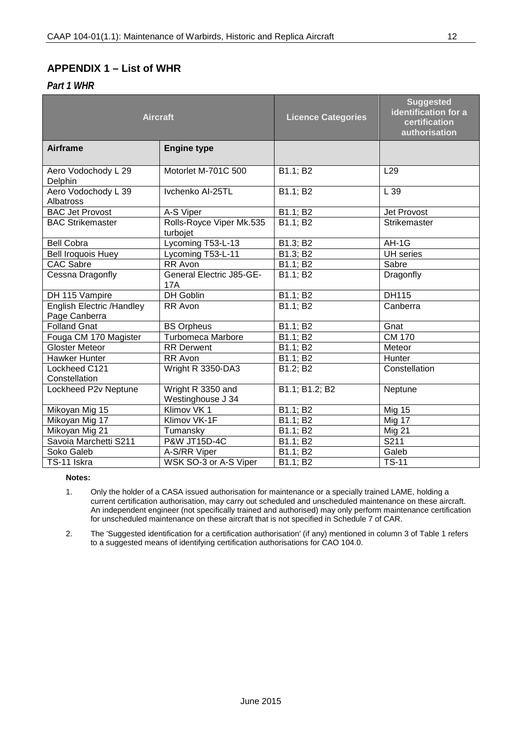## APPENDIX 1 – List of WHR

### *Part 1 WHR*

| Aircraft | | Licence Categories | Suggested identification for a certification authorisation |
|---|---|---|---|
| **Airframe** | **Engine type** | | |
| Aero Vodochody L 29 Delphin | Motorlet M-701C 500 | B1.1; B2 | L29 |
| Aero Vodochody L 39 Albatross | Ivchenko AI-25TL | B1.1; B2 | L 39 |
| BAC Jet Provost | A-S Viper | B1.1; B2 | Jet Provost |
| BAC Strikemaster | Rolls-Royce Viper Mk.535 turbojet | B1.1; B2 | Strikemaster |
| Bell Cobra | Lycoming T53-L-13 | B1.3; B2 | AH-1G |
| Bell Iroquois Huey | Lycoming T53-L-11 | B1.3; B2 | UH series |
| CAC Sabre | RR Avon | B1.1; B2 | Sabre |
| Cessna Dragonfly | General Electric J85-GE-17A | B1.1; B2 | Dragonfly |
| DH 115 Vampire | DH Goblin | B1.1; B2 | DH115 |
| English Electric /Handley Page Canberra | RR Avon | B1.1; B2 | Canberra |
| Folland Gnat | BS Orpheus | B1.1; B2 | Gnat |
| Fouga CM 170 Magister | Turbomeca Marbore | B1.1; B2 | CM 170 |
| Gloster Meteor | RR Derwent | B1.1; B2 | Meteor |
| Hawker Hunter | RR Avon | B1.1; B2 | Hunter |
| Lockheed C121 Constellation | Wright R 3350-DA3 | B1.2; B2 | Constellation |
| Lockheed P2v Neptune | Wright R 3350 and Westinghouse J 34 | B1.1; B1.2; B2 | Neptune |
| Mikoyan Mig 15 | Klimov VK 1 | B1.1; B2 | Mig 15 |
| Mikoyan Mig 17 | Klimov VK-1F | B1.1; B2 | Mig 17 |
| Mikoyan Mig 21 | Tumansky | B1.1; B2 | Mig 21 |
| Savoia Marchetti S211 | P&W JT15D-4C | B1.1; B2 | S211 |
| Soko Galeb | A-S/RR Viper | B1.1; B2 | Galeb |
| TS-11 Iskra | WSK SO-3 or A-S Viper | B1.1; B2 | TS-11 |

**Notes:**

1. Only the holder of a CASA issued authorisation for maintenance or a specially trained LAME, holding a current certification authorisation, may carry out scheduled and unscheduled maintenance on these aircraft. An independent engineer (not specifically trained and authorised) may only perform maintenance certification for unscheduled maintenance on these aircraft that is not specified in Schedule 7 of CAR.
2. The 'Suggested identification for a certification authorisation' (if any) mentioned in column 3 of Table 1 refers to a suggested means of identifying certification authorisations for CAO 104.0.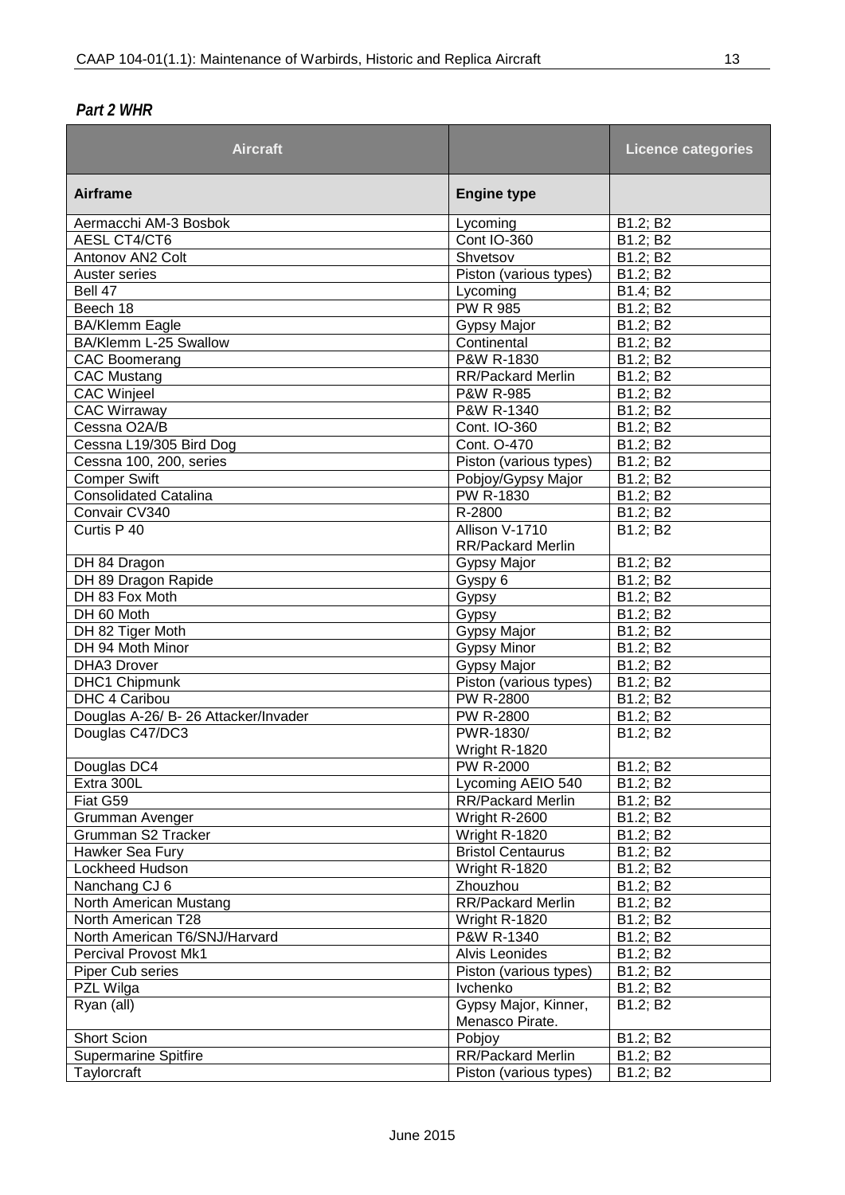*Part 2 WHR*

| Aircraft | | Licence categories |
|---|---|---|
| **Airframe** | **Engine type** | |
| Aermacchi AM-3 Bosbok | Lycoming | B1.2; B2 |
| AESL CT4/CT6 | Cont IO-360 | B1.2; B2 |
| Antonov AN2 Colt | Shvetsov | B1.2; B2 |
| Auster series | Piston (various types) | B1.2; B2 |
| Bell 47 | Lycoming | B1.4; B2 |
| Beech 18 | PW R 985 | B1.2; B2 |
| BA/Klemm Eagle | Gypsy Major | B1.2; B2 |
| BA/Klemm L-25 Swallow | Continental | B1.2; B2 |
| CAC Boomerang | P&W R-1830 | B1.2; B2 |
| CAC Mustang | RR/Packard Merlin | B1.2; B2 |
| CAC Winjeel | P&W R-985 | B1.2; B2 |
| CAC Wirraway | P&W R-1340 | B1.2; B2 |
| Cessna O2A/B | Cont. IO-360 | B1.2; B2 |
| Cessna L19/305 Bird Dog | Cont. O-470 | B1.2; B2 |
| Cessna 100, 200, series | Piston (various types) | B1.2; B2 |
| Comper Swift | Pobjoy/Gypsy Major | B1.2; B2 |
| Consolidated Catalina | PW R-1830 | B1.2; B2 |
| Convair CV340 | R-2800 | B1.2; B2 |
| Curtis P 40 | Allison V-1710 RR/Packard Merlin | B1.2; B2 |
| DH 84 Dragon | Gypsy Major | B1.2; B2 |
| DH 89 Dragon Rapide | Gyspy 6 | B1.2; B2 |
| DH 83 Fox Moth | Gypsy | B1.2; B2 |
| DH 60 Moth | Gypsy | B1.2; B2 |
| DH 82 Tiger Moth | Gypsy Major | B1.2; B2 |
| DH 94 Moth Minor | Gypsy Minor | B1.2; B2 |
| DHA3 Drover | Gypsy Major | B1.2; B2 |
| DHC1 Chipmunk | Piston (various types) | B1.2; B2 |
| DHC 4 Caribou | PW R-2800 | B1.2; B2 |
| Douglas A-26/ B- 26 Attacker/Invader | PW R-2800 | B1.2; B2 |
| Douglas C47/DC3 | PWR-1830/ Wright R-1820 | B1.2; B2 |
| Douglas DC4 | PW R-2000 | B1.2; B2 |
| Extra 300L | Lycoming AEIO 540 | B1.2; B2 |
| Fiat G59 | RR/Packard Merlin | B1.2; B2 |
| Grumman Avenger | Wright R-2600 | B1.2; B2 |
| Grumman S2 Tracker | Wright R-1820 | B1.2; B2 |
| Hawker Sea Fury | Bristol Centaurus | B1.2; B2 |
| Lockheed Hudson | Wright R-1820 | B1.2; B2 |
| Nanchang CJ 6 | Zhouzhou | B1.2; B2 |
| North American Mustang | RR/Packard Merlin | B1.2; B2 |
| North American T28 | Wright R-1820 | B1.2; B2 |
| North American T6/SNJ/Harvard | P&W R-1340 | B1.2; B2 |
| Percival Provost Mk1 | Alvis Leonides | B1.2; B2 |
| Piper Cub series | Piston (various types) | B1.2; B2 |
| PZL Wilga | Ivchenko | B1.2; B2 |
| Ryan (all) | Gypsy Major, Kinner, Menasco Pirate. | B1.2; B2 |
| Short Scion | Pobjoy | B1.2; B2 |
| Supermarine Spitfire | RR/Packard Merlin | B1.2; B2 |
| Taylorcraft | Piston (various types) | B1.2; B2 |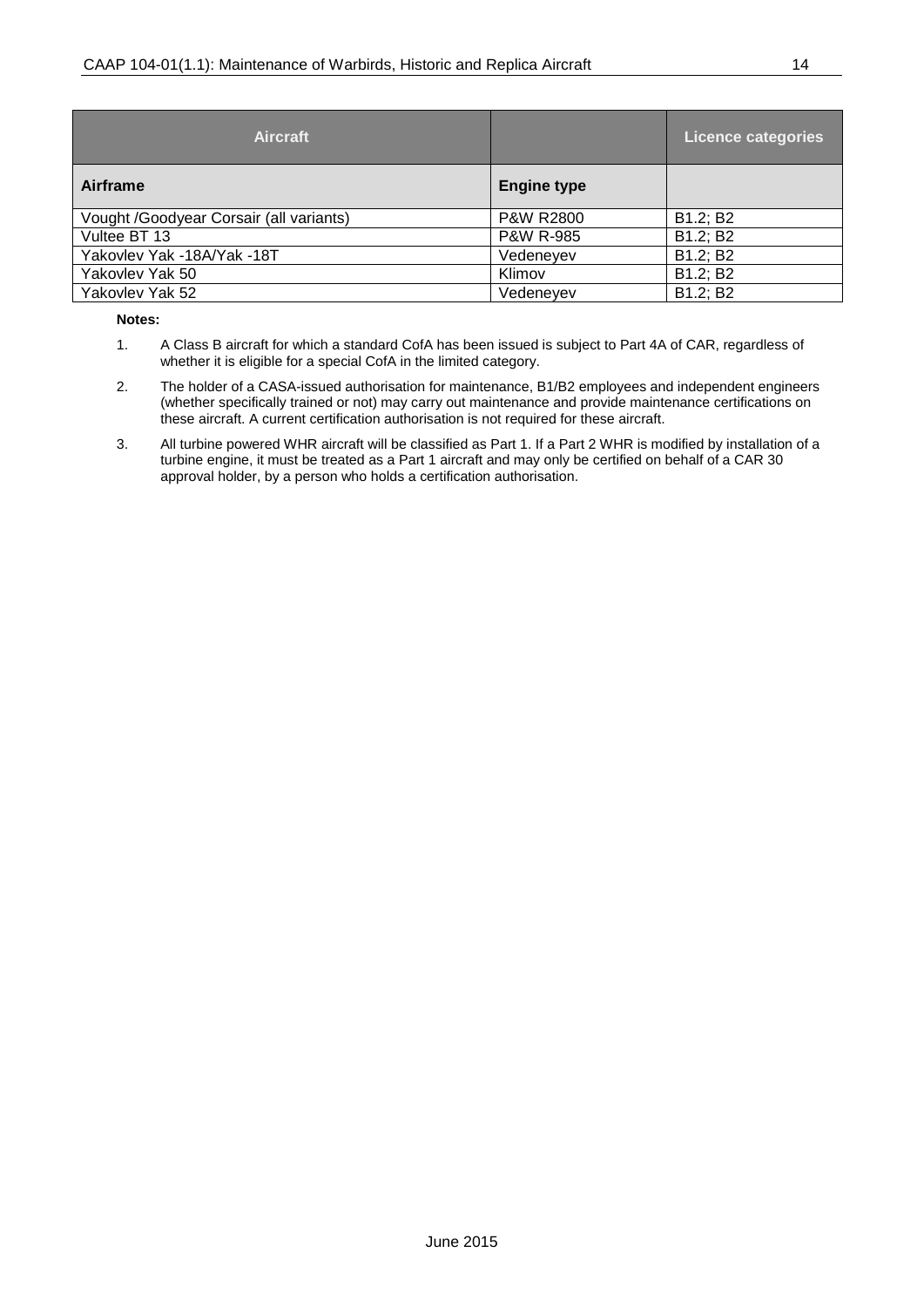| Aircraft | | Licence categories |
|---|---|---|
| **Airframe** | **Engine type** | |
| Vought /Goodyear Corsair (all variants) | P&W R2800 | B1.2; B2 |
| Vultee BT 13 | P&W R-985 | B1.2; B2 |
| Yakovlev Yak -18A/Yak -18T | Vedeneyev | B1.2; B2 |
| Yakovlev Yak 50 | Klimov | B1.2; B2 |
| Yakovlev Yak 52 | Vedeneyev | B1.2; B2 |

**Notes:**

1. A Class B aircraft for which a standard CofA has been issued is subject to Part 4A of CAR, regardless of whether it is eligible for a special CofA in the limited category.
2. The holder of a CASA-issued authorisation for maintenance, B1/B2 employees and independent engineers (whether specifically trained or not) may carry out maintenance and provide maintenance certifications on these aircraft. A current certification authorisation is not required for these aircraft.
3. All turbine powered WHR aircraft will be classified as Part 1. If a Part 2 WHR is modified by installation of a turbine engine, it must be treated as a Part 1 aircraft and may only be certified on behalf of a CAR 30 approval holder, by a person who holds a certification authorisation.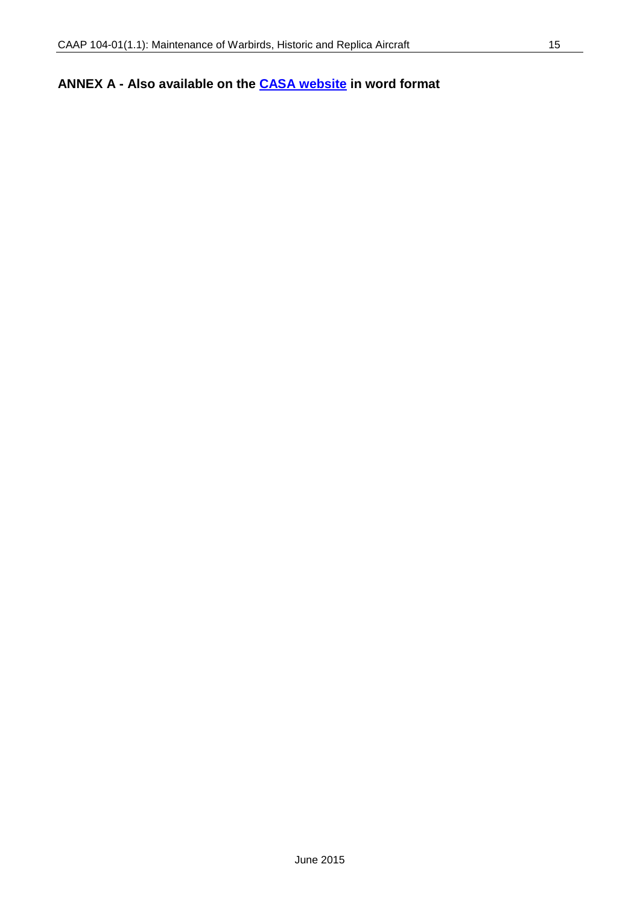**ANNEX A - Also available on the CASA website in word format**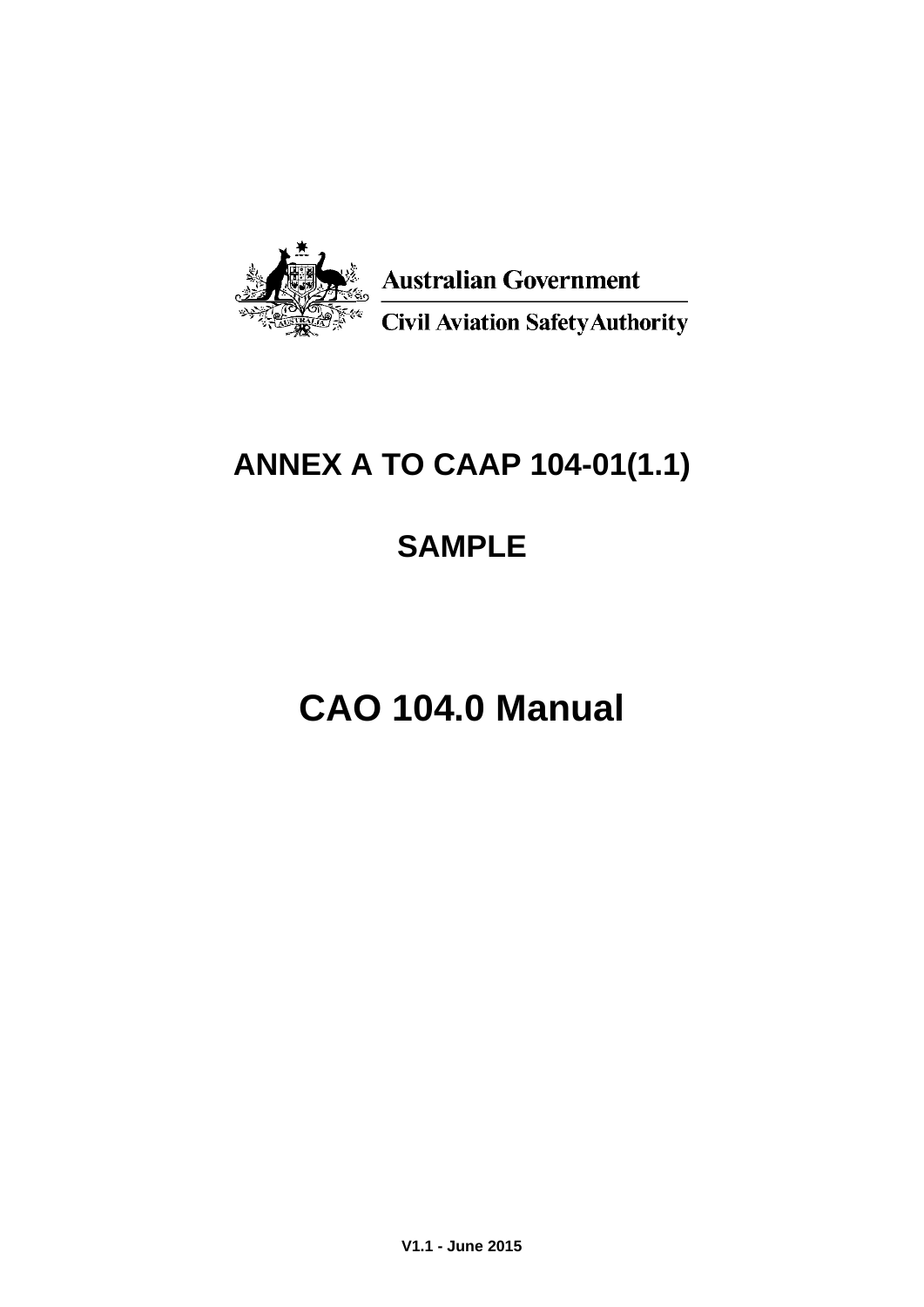Australian Government

Civil Aviation Safety Authority

# ANNEX A TO CAAP 104-01(1.1)

## SAMPLE

# CAO 104.0 Manual

**V1.1 - June 2015**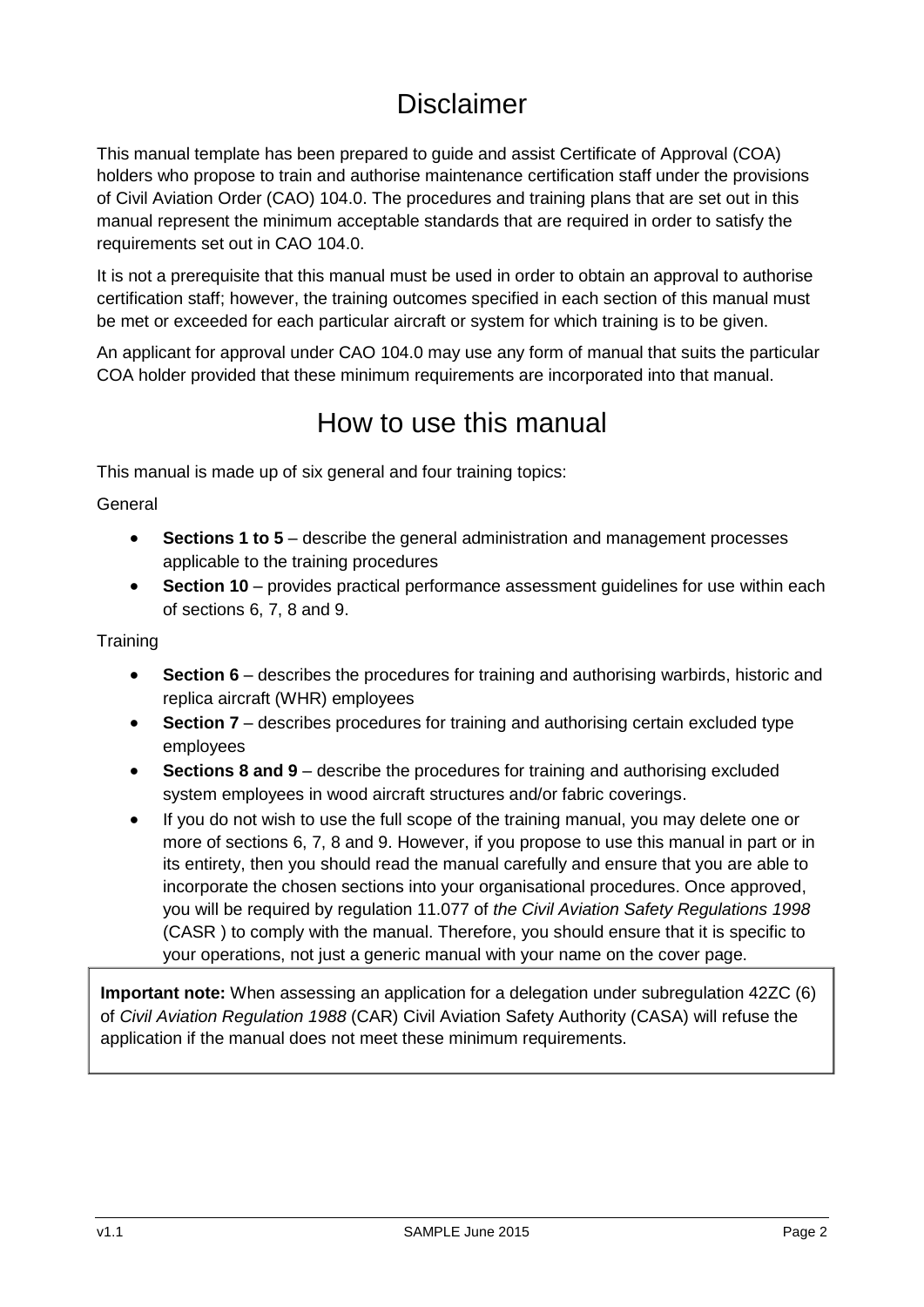# Disclaimer

This manual template has been prepared to guide and assist Certificate of Approval (COA) holders who propose to train and authorise maintenance certification staff under the provisions of Civil Aviation Order (CAO) 104.0. The procedures and training plans that are set out in this manual represent the minimum acceptable standards that are required in order to satisfy the requirements set out in CAO 104.0.

It is not a prerequisite that this manual must be used in order to obtain an approval to authorise certification staff; however, the training outcomes specified in each section of this manual must be met or exceeded for each particular aircraft or system for which training is to be given.

An applicant for approval under CAO 104.0 may use any form of manual that suits the particular COA holder provided that these minimum requirements are incorporated into that manual.

# How to use this manual

This manual is made up of six general and four training topics:

General

- **Sections 1 to 5** – describe the general administration and management processes applicable to the training procedures
- **Section 10** – provides practical performance assessment guidelines for use within each of sections 6, 7, 8 and 9.

Training

- **Section 6** – describes the procedures for training and authorising warbirds, historic and replica aircraft (WHR) employees
- **Section 7** – describes procedures for training and authorising certain excluded type employees
- **Sections 8 and 9** – describe the procedures for training and authorising excluded system employees in wood aircraft structures and/or fabric coverings.
- If you do not wish to use the full scope of the training manual, you may delete one or more of sections 6, 7, 8 and 9. However, if you propose to use this manual in part or in its entirety, then you should read the manual carefully and ensure that you are able to incorporate the chosen sections into your organisational procedures. Once approved, you will be required by regulation 11.077 of *the Civil Aviation Safety Regulations 1998* (CASR ) to comply with the manual. Therefore, you should ensure that it is specific to your operations, not just a generic manual with your name on the cover page.

**Important note:** When assessing an application for a delegation under subregulation 42ZC (6) of *Civil Aviation Regulation 1988* (CAR) Civil Aviation Safety Authority (CASA) will refuse the application if the manual does not meet these minimum requirements.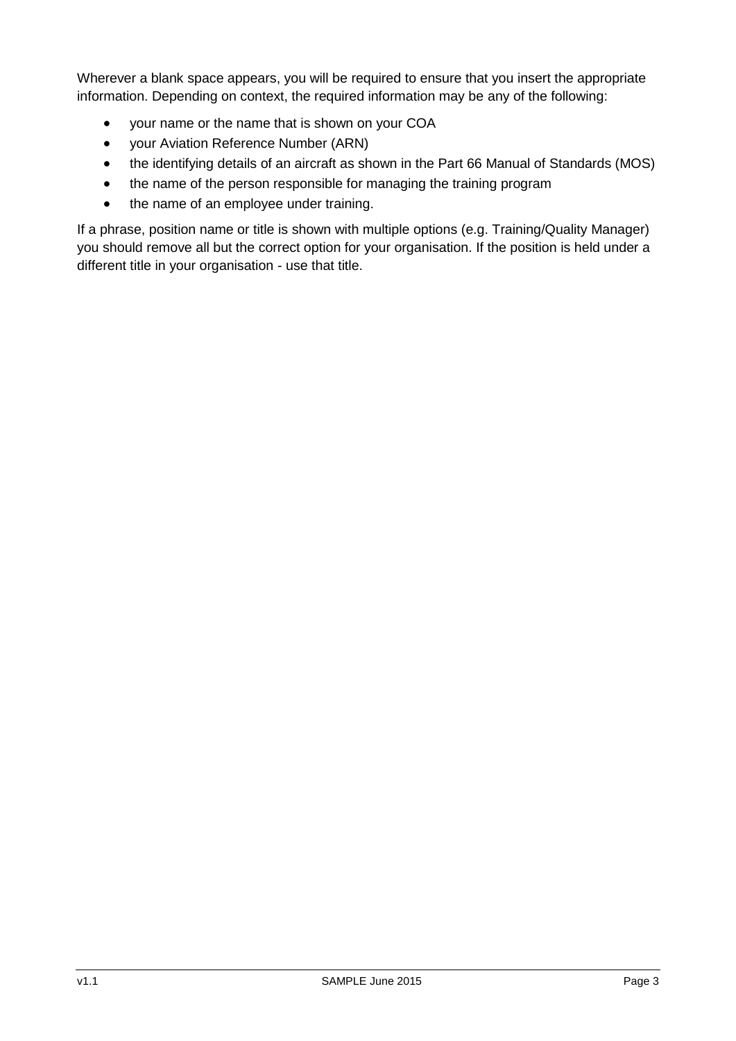Wherever a blank space appears, you will be required to ensure that you insert the appropriate information. Depending on context, the required information may be any of the following:

- your name or the name that is shown on your COA
- your Aviation Reference Number (ARN)
- the identifying details of an aircraft as shown in the Part 66 Manual of Standards (MOS)
- the name of the person responsible for managing the training program
- the name of an employee under training.

If a phrase, position name or title is shown with multiple options (e.g. Training/Quality Manager) you should remove all but the correct option for your organisation. If the position is held under a different title in your organisation - use that title.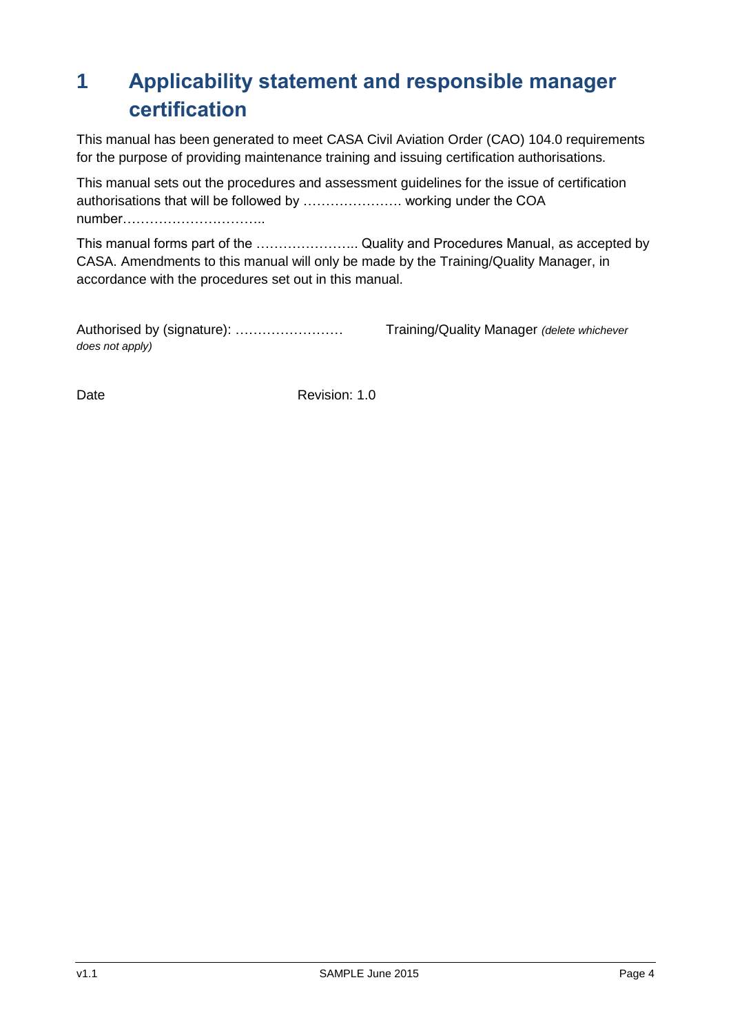# 1 Applicability statement and responsible manager certification

This manual has been generated to meet CASA Civil Aviation Order (CAO) 104.0 requirements for the purpose of providing maintenance training and issuing certification authorisations.

This manual sets out the procedures and assessment guidelines for the issue of certification authorisations that will be followed by …………………. working under the COA number…………………………..

This manual forms part of the ………………….. Quality and Procedures Manual, as accepted by CASA. Amendments to this manual will only be made by the Training/Quality Manager, in accordance with the procedures set out in this manual.

Authorised by (signature): …………………… Training/Quality Manager *(delete whichever does not apply)*

Date Revision: 1.0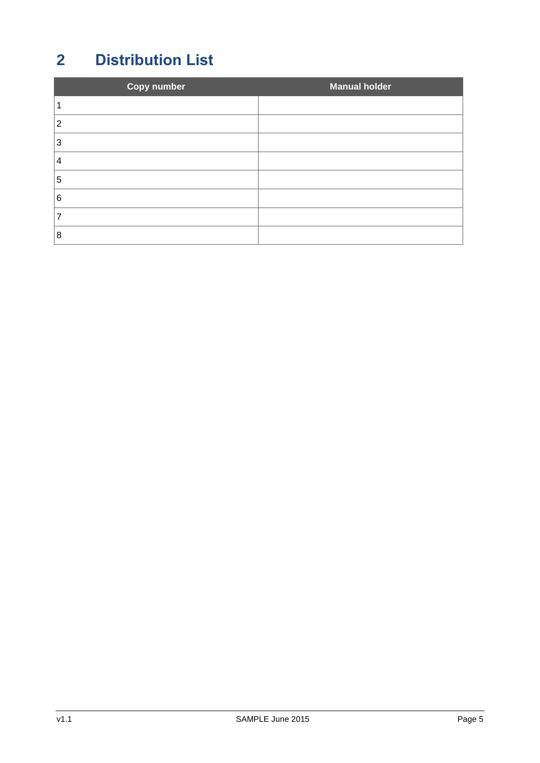# 2 Distribution List

| Copy number | Manual holder |
|---|---|
| 1 | |
| 2 | |
| 3 | |
| 4 | |
| 5 | |
| 6 | |
| 7 | |
| 8 | |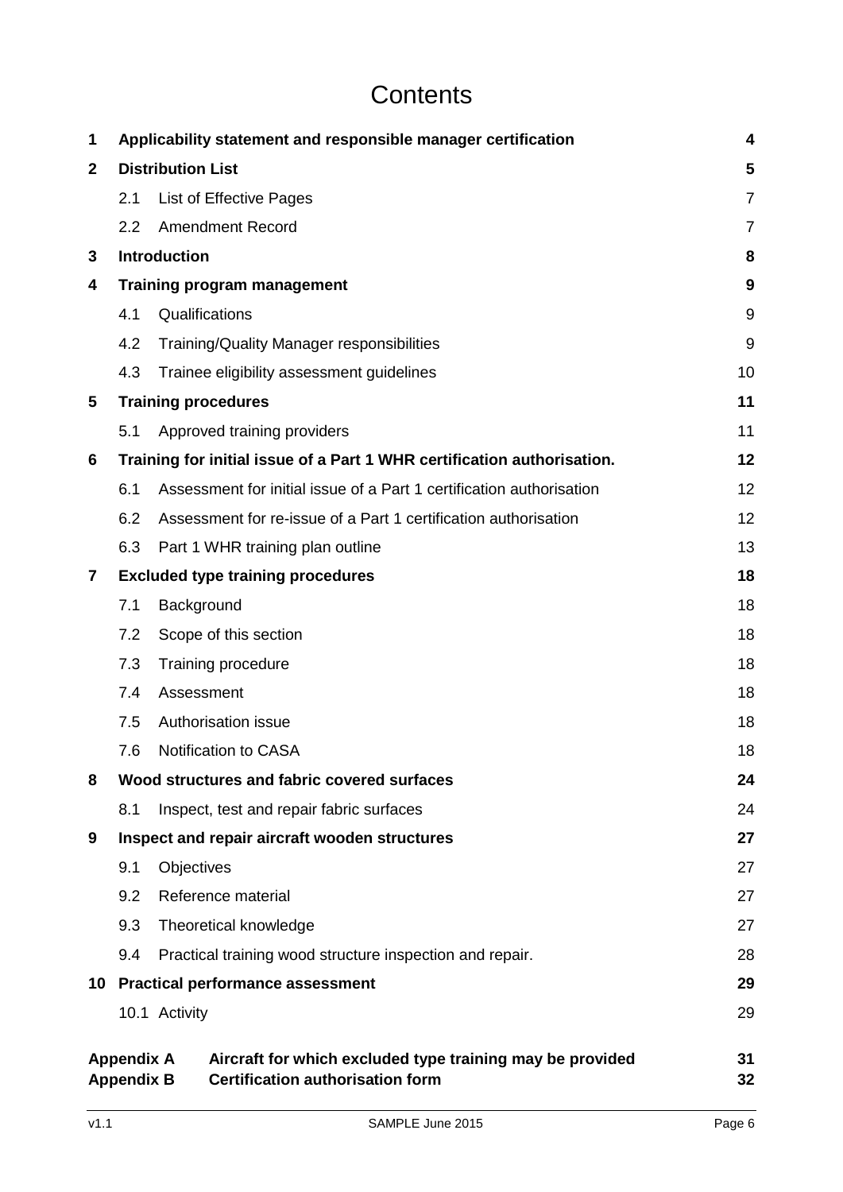# Contents

| | | |
|---|---|---|
| **1** | **Applicability statement and responsible manager certification** | **4** |
| **2** | **Distribution List** | **5** |
| | 2.1 List of Effective Pages | 7 |
| | 2.2 Amendment Record | 7 |
| **3** | **Introduction** | **8** |
| **4** | **Training program management** | **9** |
| | 4.1 Qualifications | 9 |
| | 4.2 Training/Quality Manager responsibilities | 9 |
| | 4.3 Trainee eligibility assessment guidelines | 10 |
| **5** | **Training procedures** | **11** |
| | 5.1 Approved training providers | 11 |
| **6** | **Training for initial issue of a Part 1 WHR certification authorisation.** | **12** |
| | 6.1 Assessment for initial issue of a Part 1 certification authorisation | 12 |
| | 6.2 Assessment for re-issue of a Part 1 certification authorisation | 12 |
| | 6.3 Part 1 WHR training plan outline | 13 |
| **7** | **Excluded type training procedures** | **18** |
| | 7.1 Background | 18 |
| | 7.2 Scope of this section | 18 |
| | 7.3 Training procedure | 18 |
| | 7.4 Assessment | 18 |
| | 7.5 Authorisation issue | 18 |
| | 7.6 Notification to CASA | 18 |
| **8** | **Wood structures and fabric covered surfaces** | **24** |
| | 8.1 Inspect, test and repair fabric surfaces | 24 |
| **9** | **Inspect and repair aircraft wooden structures** | **27** |
| | 9.1 Objectives | 27 |
| | 9.2 Reference material | 27 |
| | 9.3 Theoretical knowledge | 27 |
| | 9.4 Practical training wood structure inspection and repair. | 28 |
| **10** | **Practical performance assessment** | **29** |
| | 10.1 Activity | 29 |
| **Appendix A** | **Aircraft for which excluded type training may be provided** | **31** |
| **Appendix B** | **Certification authorisation form** | **32** |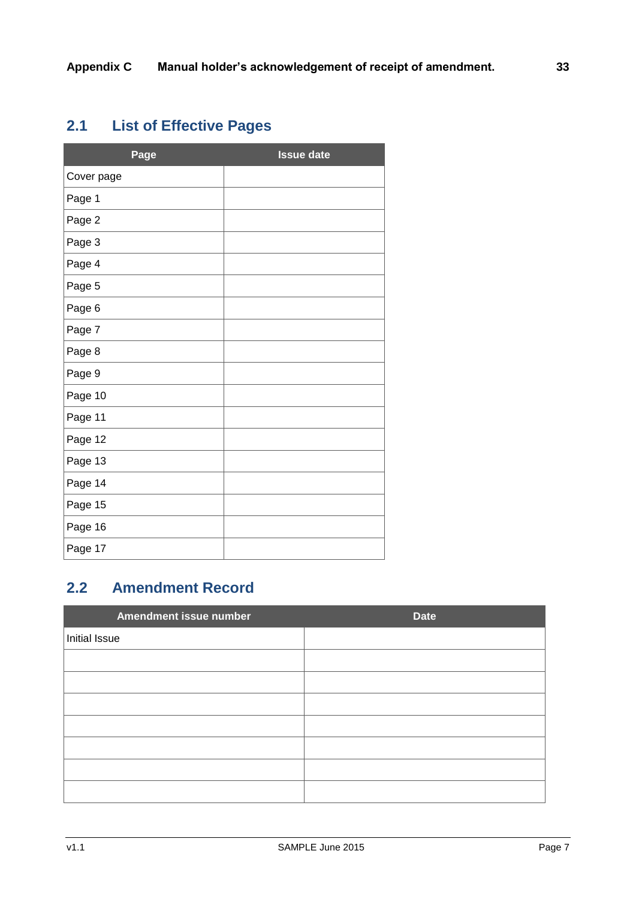## 2.1 List of Effective Pages

| Page | Issue date |
|---|---|
| Cover page | |
| Page 1 | |
| Page 2 | |
| Page 3 | |
| Page 4 | |
| Page 5 | |
| Page 6 | |
| Page 7 | |
| Page 8 | |
| Page 9 | |
| Page 10 | |
| Page 11 | |
| Page 12 | |
| Page 13 | |
| Page 14 | |
| Page 15 | |
| Page 16 | |
| Page 17 | |

## 2.2 Amendment Record

| Amendment issue number | Date |
|---|---|
| Initial Issue | |
| | |
| | |
| | |
| | |
| | |
| | |
| | |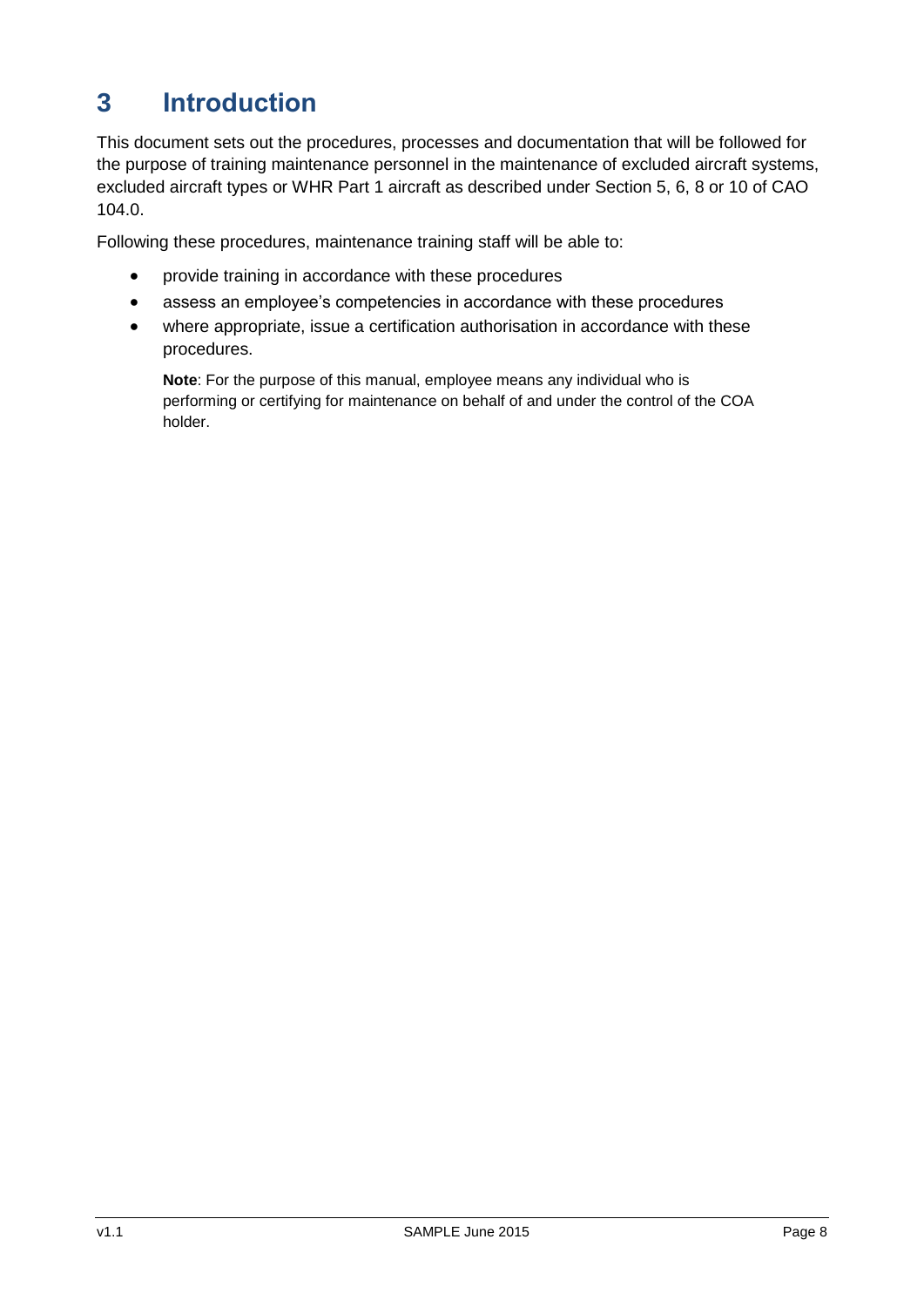# 3 Introduction

This document sets out the procedures, processes and documentation that will be followed for the purpose of training maintenance personnel in the maintenance of excluded aircraft systems, excluded aircraft types or WHR Part 1 aircraft as described under Section 5, 6, 8 or 10 of CAO 104.0.

Following these procedures, maintenance training staff will be able to:

- provide training in accordance with these procedures
- assess an employee's competencies in accordance with these procedures
- where appropriate, issue a certification authorisation in accordance with these procedures.

**Note**: For the purpose of this manual, employee means any individual who is performing or certifying for maintenance on behalf of and under the control of the COA holder.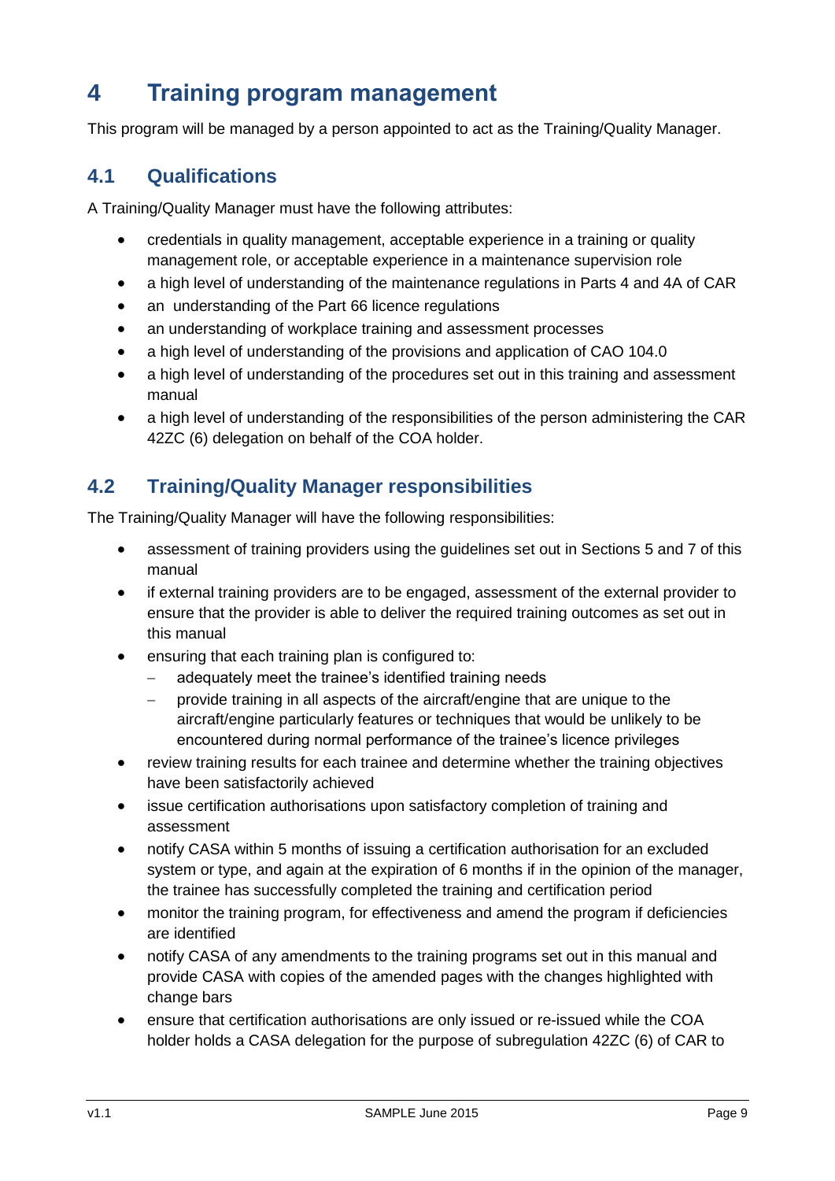# 4 Training program management

This program will be managed by a person appointed to act as the Training/Quality Manager.

## 4.1 Qualifications

A Training/Quality Manager must have the following attributes:

- credentials in quality management, acceptable experience in a training or quality management role, or acceptable experience in a maintenance supervision role
- a high level of understanding of the maintenance regulations in Parts 4 and 4A of CAR
- an understanding of the Part 66 licence regulations
- an understanding of workplace training and assessment processes
- a high level of understanding of the provisions and application of CAO 104.0
- a high level of understanding of the procedures set out in this training and assessment manual
- a high level of understanding of the responsibilities of the person administering the CAR 42ZC (6) delegation on behalf of the COA holder.

## 4.2 Training/Quality Manager responsibilities

The Training/Quality Manager will have the following responsibilities:

- assessment of training providers using the guidelines set out in Sections 5 and 7 of this manual
- if external training providers are to be engaged, assessment of the external provider to ensure that the provider is able to deliver the required training outcomes as set out in this manual
- ensuring that each training plan is configured to:
  - adequately meet the trainee's identified training needs
  - provide training in all aspects of the aircraft/engine that are unique to the aircraft/engine particularly features or techniques that would be unlikely to be encountered during normal performance of the trainee's licence privileges
- review training results for each trainee and determine whether the training objectives have been satisfactorily achieved
- issue certification authorisations upon satisfactory completion of training and assessment
- notify CASA within 5 months of issuing a certification authorisation for an excluded system or type, and again at the expiration of 6 months if in the opinion of the manager, the trainee has successfully completed the training and certification period
- monitor the training program, for effectiveness and amend the program if deficiencies are identified
- notify CASA of any amendments to the training programs set out in this manual and provide CASA with copies of the amended pages with the changes highlighted with change bars
- ensure that certification authorisations are only issued or re-issued while the COA holder holds a CASA delegation for the purpose of subregulation 42ZC (6) of CAR to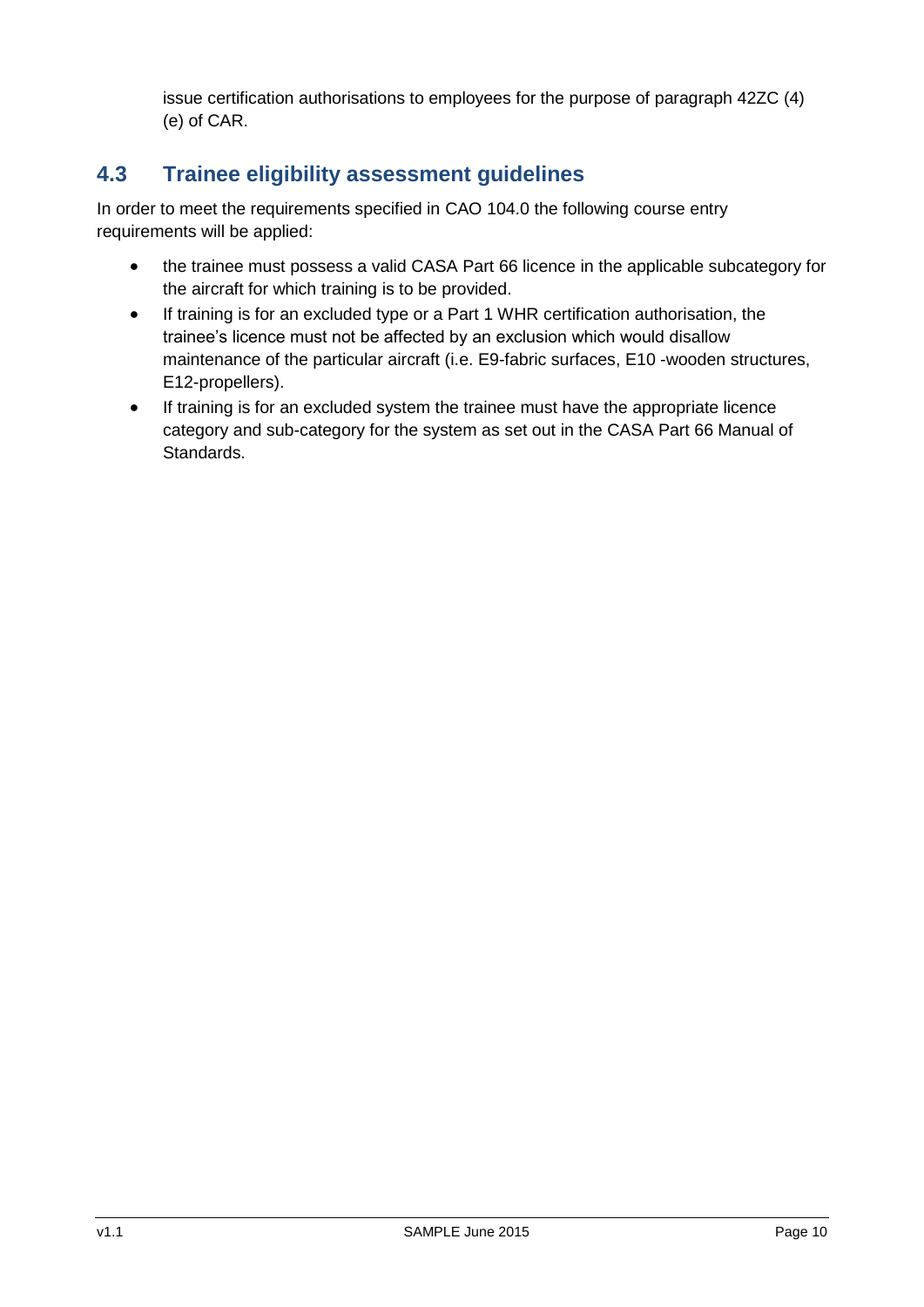issue certification authorisations to employees for the purpose of paragraph 42ZC (4) (e) of CAR.

## 4.3 Trainee eligibility assessment guidelines

In order to meet the requirements specified in CAO 104.0 the following course entry requirements will be applied:

- the trainee must possess a valid CASA Part 66 licence in the applicable subcategory for the aircraft for which training is to be provided.
- If training is for an excluded type or a Part 1 WHR certification authorisation, the trainee's licence must not be affected by an exclusion which would disallow maintenance of the particular aircraft (i.e. E9-fabric surfaces, E10 -wooden structures, E12-propellers).
- If training is for an excluded system the trainee must have the appropriate licence category and sub-category for the system as set out in the CASA Part 66 Manual of Standards.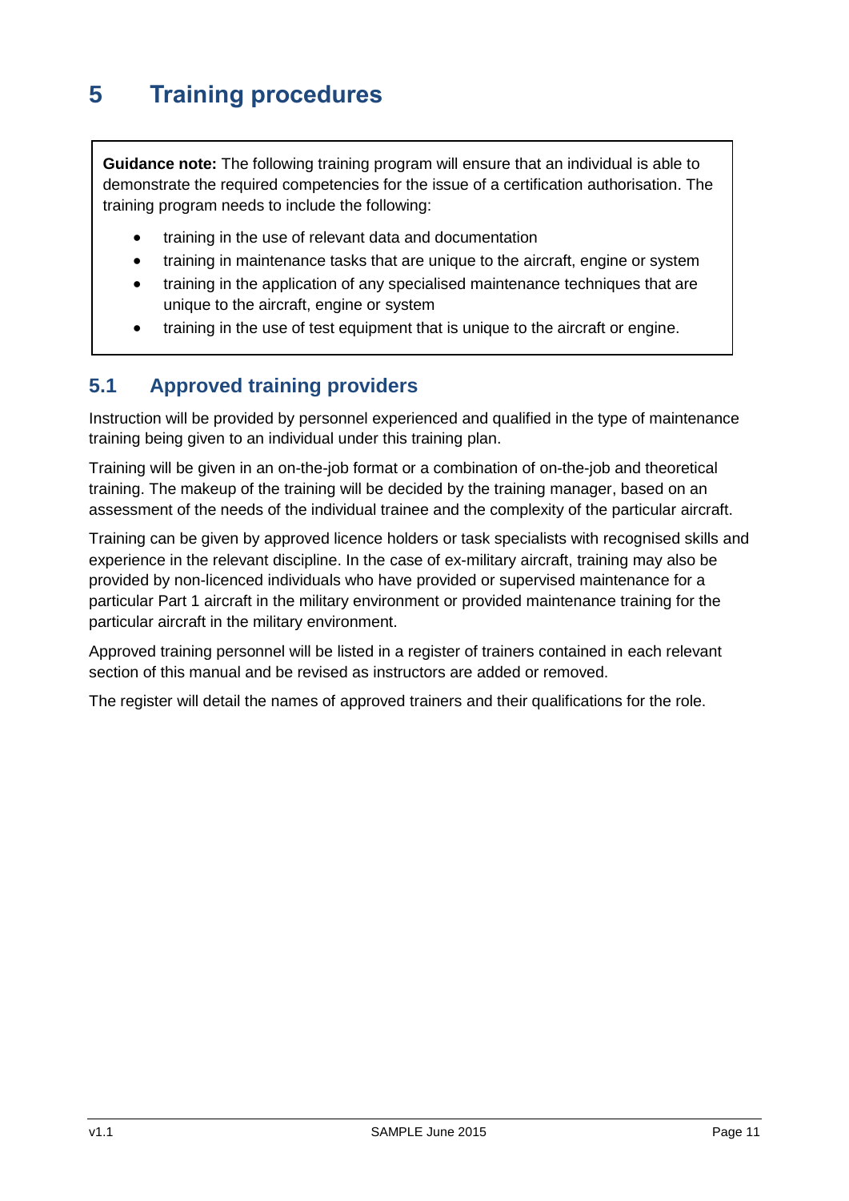# 5 Training procedures

> **Guidance note:** The following training program will ensure that an individual is able to demonstrate the required competencies for the issue of a certification authorisation. The training program needs to include the following:
>
> - training in the use of relevant data and documentation
> - training in maintenance tasks that are unique to the aircraft, engine or system
> - training in the application of any specialised maintenance techniques that are unique to the aircraft, engine or system
> - training in the use of test equipment that is unique to the aircraft or engine.

## 5.1 Approved training providers

Instruction will be provided by personnel experienced and qualified in the type of maintenance training being given to an individual under this training plan.

Training will be given in an on-the-job format or a combination of on-the-job and theoretical training. The makeup of the training will be decided by the training manager, based on an assessment of the needs of the individual trainee and the complexity of the particular aircraft.

Training can be given by approved licence holders or task specialists with recognised skills and experience in the relevant discipline. In the case of ex-military aircraft, training may also be provided by non-licenced individuals who have provided or supervised maintenance for a particular Part 1 aircraft in the military environment or provided maintenance training for the particular aircraft in the military environment.

Approved training personnel will be listed in a register of trainers contained in each relevant section of this manual and be revised as instructors are added or removed.

The register will detail the names of approved trainers and their qualifications for the role.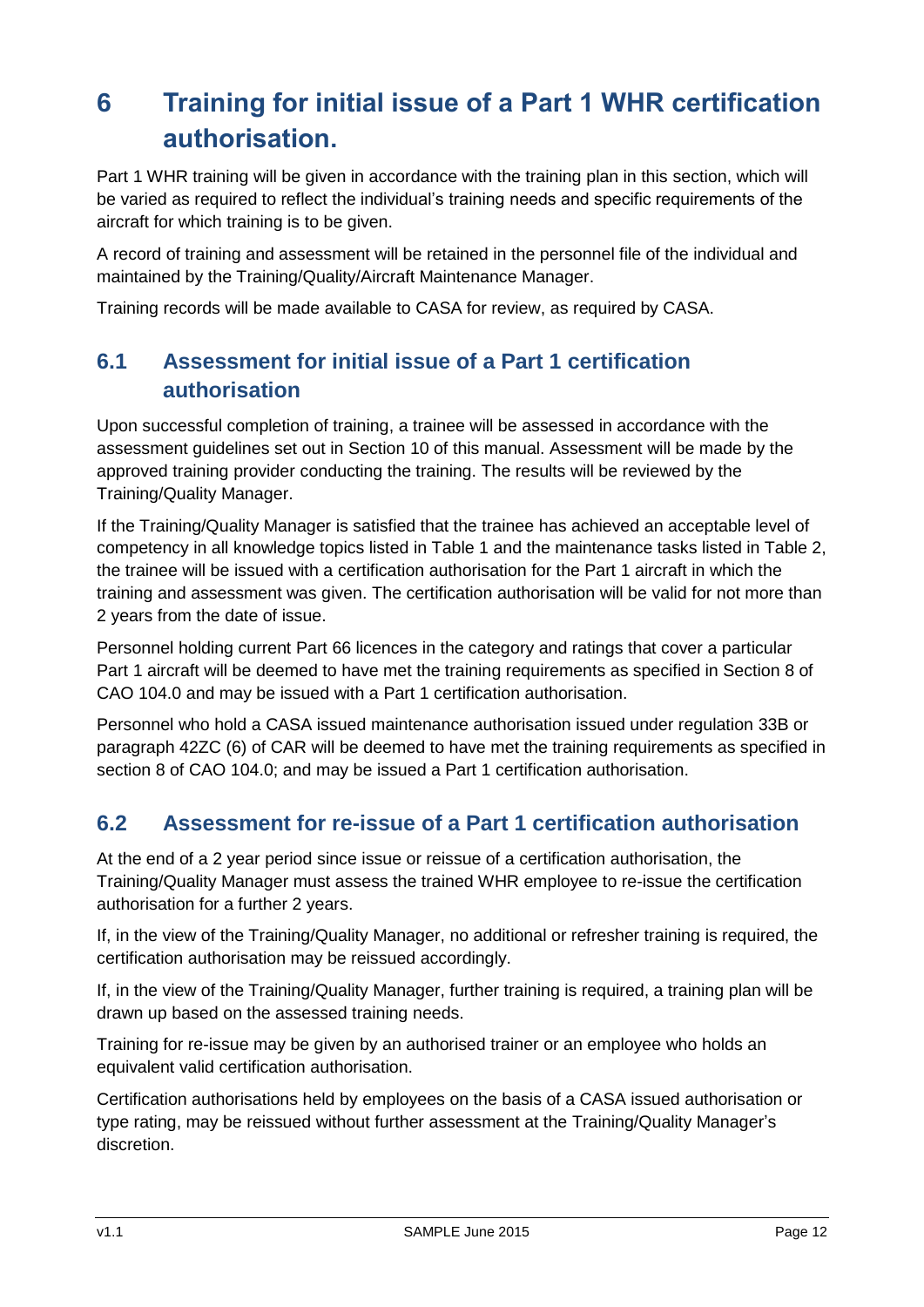# 6 Training for initial issue of a Part 1 WHR certification authorisation.

Part 1 WHR training will be given in accordance with the training plan in this section, which will be varied as required to reflect the individual's training needs and specific requirements of the aircraft for which training is to be given.

A record of training and assessment will be retained in the personnel file of the individual and maintained by the Training/Quality/Aircraft Maintenance Manager.

Training records will be made available to CASA for review, as required by CASA.

## 6.1 Assessment for initial issue of a Part 1 certification authorisation

Upon successful completion of training, a trainee will be assessed in accordance with the assessment guidelines set out in Section 10 of this manual. Assessment will be made by the approved training provider conducting the training. The results will be reviewed by the Training/Quality Manager.

If the Training/Quality Manager is satisfied that the trainee has achieved an acceptable level of competency in all knowledge topics listed in Table 1 and the maintenance tasks listed in Table 2, the trainee will be issued with a certification authorisation for the Part 1 aircraft in which the training and assessment was given. The certification authorisation will be valid for not more than 2 years from the date of issue.

Personnel holding current Part 66 licences in the category and ratings that cover a particular Part 1 aircraft will be deemed to have met the training requirements as specified in Section 8 of CAO 104.0 and may be issued with a Part 1 certification authorisation.

Personnel who hold a CASA issued maintenance authorisation issued under regulation 33B or paragraph 42ZC (6) of CAR will be deemed to have met the training requirements as specified in section 8 of CAO 104.0; and may be issued a Part 1 certification authorisation.

## 6.2 Assessment for re-issue of a Part 1 certification authorisation

At the end of a 2 year period since issue or reissue of a certification authorisation, the Training/Quality Manager must assess the trained WHR employee to re-issue the certification authorisation for a further 2 years.

If, in the view of the Training/Quality Manager, no additional or refresher training is required, the certification authorisation may be reissued accordingly.

If, in the view of the Training/Quality Manager, further training is required, a training plan will be drawn up based on the assessed training needs.

Training for re-issue may be given by an authorised trainer or an employee who holds an equivalent valid certification authorisation.

Certification authorisations held by employees on the basis of a CASA issued authorisation or type rating, may be reissued without further assessment at the Training/Quality Manager's discretion.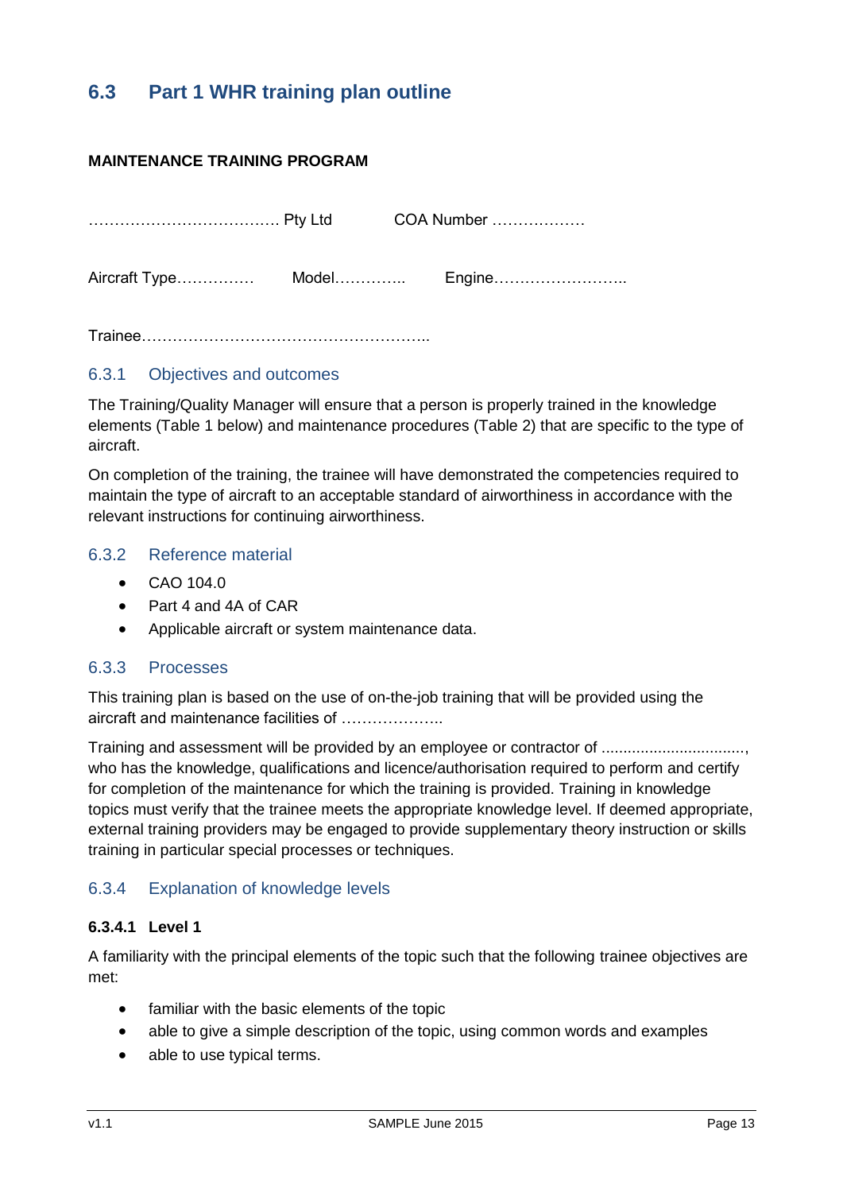## 6.3 Part 1 WHR training plan outline

**MAINTENANCE TRAINING PROGRAM**

……………………………… Pty Ltd COA Number ………………

Aircraft Type…………… Model………….. Engine……………………..

Trainee………………………………………………..

### 6.3.1 Objectives and outcomes

The Training/Quality Manager will ensure that a person is properly trained in the knowledge elements (Table 1 below) and maintenance procedures (Table 2) that are specific to the type of aircraft.

On completion of the training, the trainee will have demonstrated the competencies required to maintain the type of aircraft to an acceptable standard of airworthiness in accordance with the relevant instructions for continuing airworthiness.

### 6.3.2 Reference material

- CAO 104.0
- Part 4 and 4A of CAR
- Applicable aircraft or system maintenance data.

### 6.3.3 Processes

This training plan is based on the use of on-the-job training that will be provided using the aircraft and maintenance facilities of ………………..

Training and assessment will be provided by an employee or contractor of ................................, who has the knowledge, qualifications and licence/authorisation required to perform and certify for completion of the maintenance for which the training is provided. Training in knowledge topics must verify that the trainee meets the appropriate knowledge level. If deemed appropriate, external training providers may be engaged to provide supplementary theory instruction or skills training in particular special processes or techniques.

### 6.3.4 Explanation of knowledge levels

#### 6.3.4.1 Level 1

A familiarity with the principal elements of the topic such that the following trainee objectives are met:

- familiar with the basic elements of the topic
- able to give a simple description of the topic, using common words and examples
- able to use typical terms.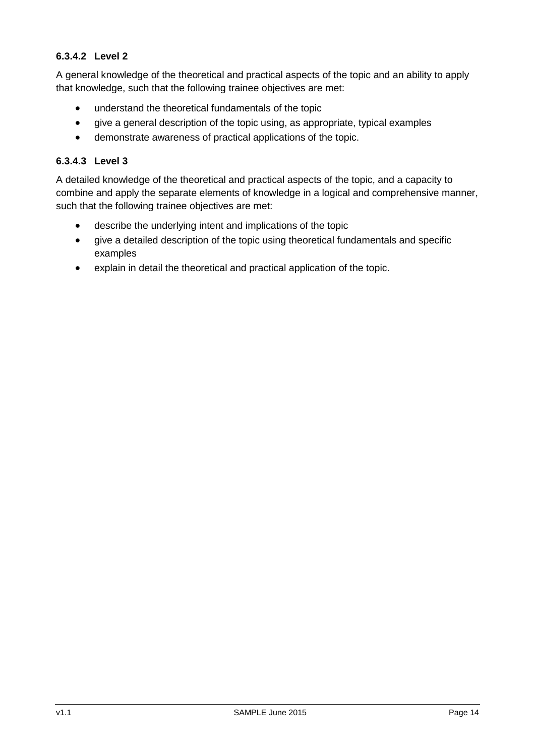#### 6.3.4.2 Level 2

A general knowledge of the theoretical and practical aspects of the topic and an ability to apply that knowledge, such that the following trainee objectives are met:

- understand the theoretical fundamentals of the topic
- give a general description of the topic using, as appropriate, typical examples
- demonstrate awareness of practical applications of the topic.

#### 6.3.4.3 Level 3

A detailed knowledge of the theoretical and practical aspects of the topic, and a capacity to combine and apply the separate elements of knowledge in a logical and comprehensive manner, such that the following trainee objectives are met:

- describe the underlying intent and implications of the topic
- give a detailed description of the topic using theoretical fundamentals and specific examples
- explain in detail the theoretical and practical application of the topic.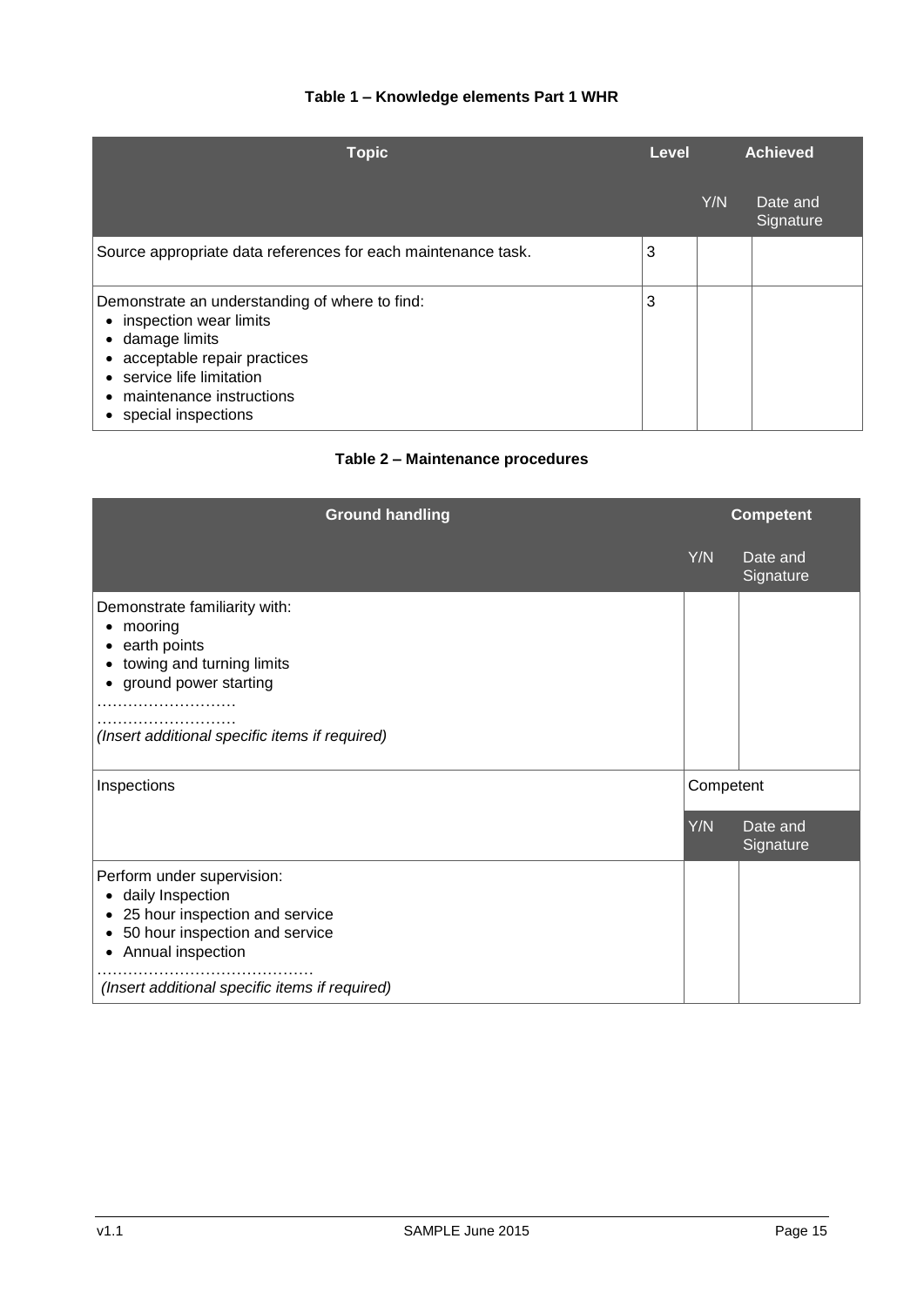**Table 1 – Knowledge elements Part 1 WHR**

| Topic | Level | Achieved | |
|---|---|---|---|
| | | Y/N | Date and Signature |
| Source appropriate data references for each maintenance task. | 3 | | |
| Demonstrate an understanding of where to find:<br>• inspection wear limits<br>• damage limits<br>• acceptable repair practices<br>• service life limitation<br>• maintenance instructions<br>• special inspections | 3 | | |

**Table 2 – Maintenance procedures**

| Ground handling | Competent | |
|---|---|---|
| | Y/N | Date and Signature |
| Demonstrate familiarity with:<br>• mooring<br>• earth points<br>• towing and turning limits<br>• ground power starting<br>………………………<br>………………………<br>*(Insert additional specific items if required)* | | |
| Inspections | Competent | |
| | Y/N | Date and Signature |
| Perform under supervision:<br>• daily Inspection<br>• 25 hour inspection and service<br>• 50 hour inspection and service<br>• Annual inspection<br>……………………………………<br>*(Insert additional specific items if required)* | | |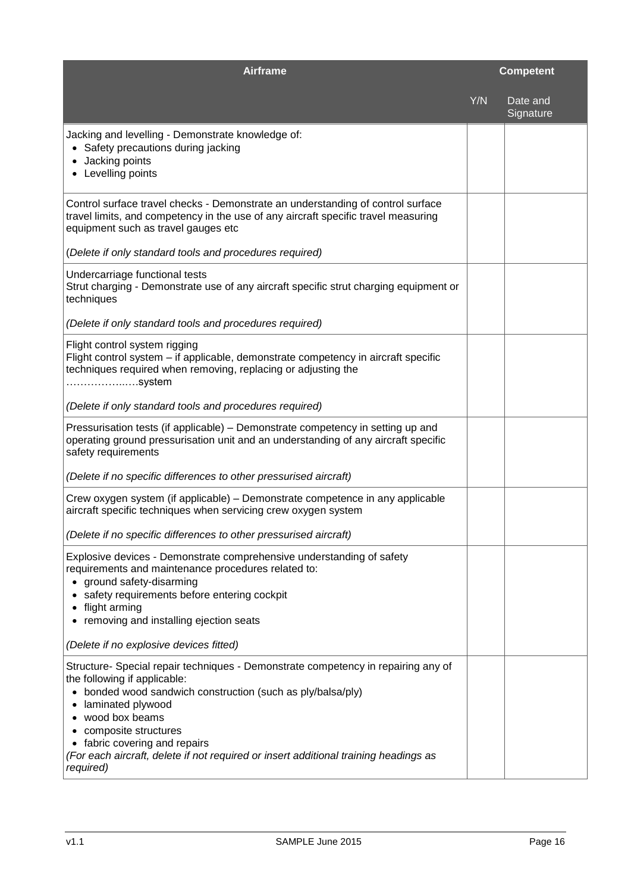| Airframe | Competent | |
|---|---|---|
| | Y/N | Date and Signature |
| Jacking and levelling - Demonstrate knowledge of:<br>• Safety precautions during jacking<br>• Jacking points<br>• Levelling points | | |
| Control surface travel checks - Demonstrate an understanding of control surface travel limits, and competency in the use of any aircraft specific travel measuring equipment such as travel gauges etc<br><br>(*Delete if only standard tools and procedures required)* | | |
| Undercarriage functional tests<br>Strut charging - Demonstrate use of any aircraft specific strut charging equipment or techniques<br><br>*(Delete if only standard tools and procedures required)* | | |
| Flight control system rigging<br>Flight control system – if applicable, demonstrate competency in aircraft specific techniques required when removing, replacing or adjusting the ……………..….system<br><br>*(Delete if only standard tools and procedures required)* | | |
| Pressurisation tests (if applicable) – Demonstrate competency in setting up and operating ground pressurisation unit and an understanding of any aircraft specific safety requirements<br><br>*(Delete if no specific differences to other pressurised aircraft)* | | |
| Crew oxygen system (if applicable) – Demonstrate competence in any applicable aircraft specific techniques when servicing crew oxygen system<br><br>*(Delete if no specific differences to other pressurised aircraft)* | | |
| Explosive devices - Demonstrate comprehensive understanding of safety requirements and maintenance procedures related to:<br>• ground safety-disarming<br>• safety requirements before entering cockpit<br>• flight arming<br>• removing and installing ejection seats<br><br>*(Delete if no explosive devices fitted)* | | |
| Structure- Special repair techniques - Demonstrate competency in repairing any of the following if applicable:<br>• bonded wood sandwich construction (such as ply/balsa/ply)<br>• laminated plywood<br>• wood box beams<br>• composite structures<br>• fabric covering and repairs<br>*(For each aircraft, delete if not required or insert additional training headings as required)* | | |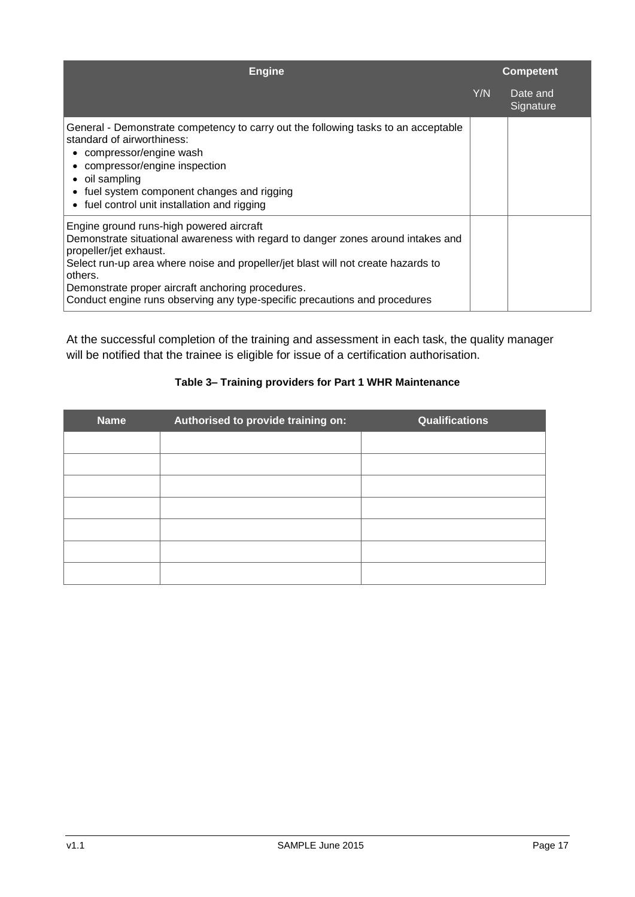| Engine | Competent | |
|---|---|---|
| | Y/N | Date and Signature |
| General - Demonstrate competency to carry out the following tasks to an acceptable standard of airworthiness:<br>• compressor/engine wash<br>• compressor/engine inspection<br>• oil sampling<br>• fuel system component changes and rigging<br>• fuel control unit installation and rigging | | |
| Engine ground runs-high powered aircraft<br>Demonstrate situational awareness with regard to danger zones around intakes and propeller/jet exhaust.<br>Select run-up area where noise and propeller/jet blast will not create hazards to others.<br>Demonstrate proper aircraft anchoring procedures.<br>Conduct engine runs observing any type-specific precautions and procedures | | |

At the successful completion of the training and assessment in each task, the quality manager will be notified that the trainee is eligible for issue of a certification authorisation.

**Table 3– Training providers for Part 1 WHR Maintenance**

| Name | Authorised to provide training on: | Qualifications |
|---|---|---|
| | | |
| | | |
| | | |
| | | |
| | | |
| | | |
| | | |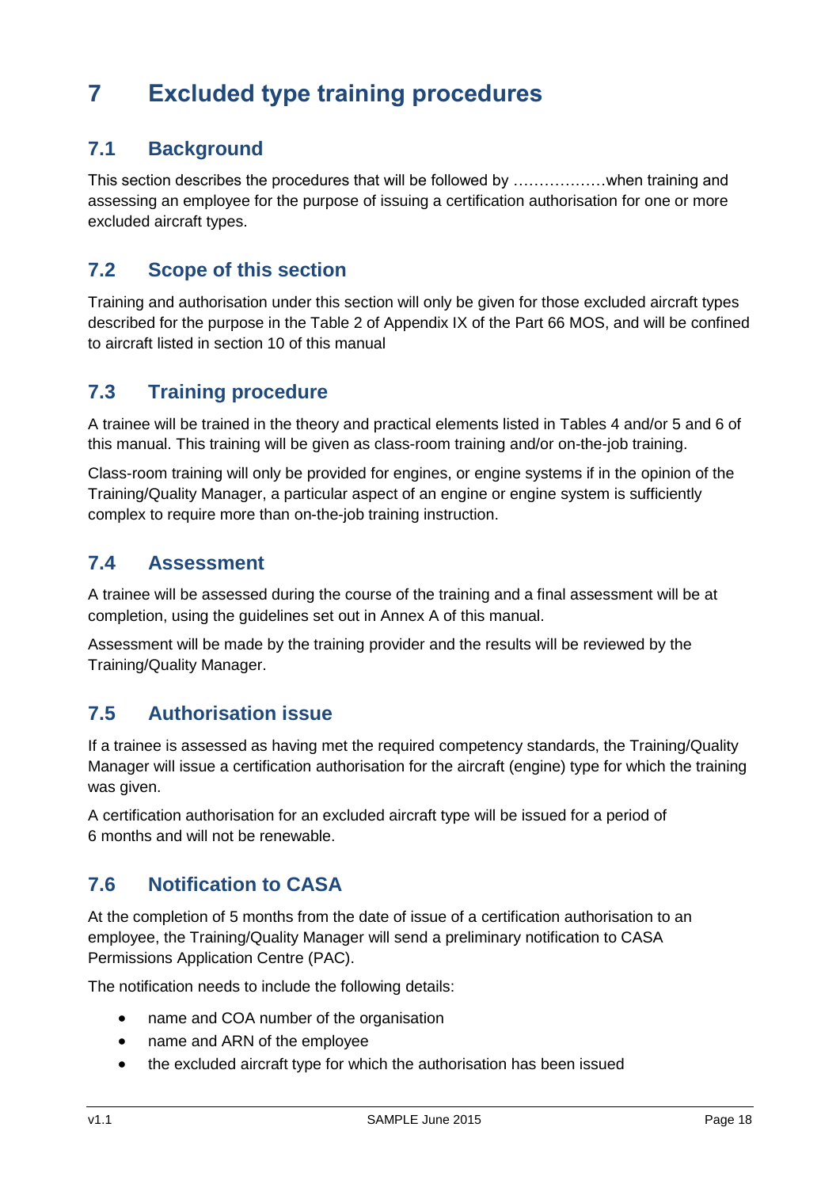# 7 Excluded type training procedures

## 7.1 Background

This section describes the procedures that will be followed by ………………when training and assessing an employee for the purpose of issuing a certification authorisation for one or more excluded aircraft types.

## 7.2 Scope of this section

Training and authorisation under this section will only be given for those excluded aircraft types described for the purpose in the Table 2 of Appendix IX of the Part 66 MOS, and will be confined to aircraft listed in section 10 of this manual

## 7.3 Training procedure

A trainee will be trained in the theory and practical elements listed in Tables 4 and/or 5 and 6 of this manual. This training will be given as class-room training and/or on-the-job training.

Class-room training will only be provided for engines, or engine systems if in the opinion of the Training/Quality Manager, a particular aspect of an engine or engine system is sufficiently complex to require more than on-the-job training instruction.

## 7.4 Assessment

A trainee will be assessed during the course of the training and a final assessment will be at completion, using the guidelines set out in Annex A of this manual.

Assessment will be made by the training provider and the results will be reviewed by the Training/Quality Manager.

## 7.5 Authorisation issue

If a trainee is assessed as having met the required competency standards, the Training/Quality Manager will issue a certification authorisation for the aircraft (engine) type for which the training was given.

A certification authorisation for an excluded aircraft type will be issued for a period of 6 months and will not be renewable.

## 7.6 Notification to CASA

At the completion of 5 months from the date of issue of a certification authorisation to an employee, the Training/Quality Manager will send a preliminary notification to CASA Permissions Application Centre (PAC).

The notification needs to include the following details:

- name and COA number of the organisation
- name and ARN of the employee
- the excluded aircraft type for which the authorisation has been issued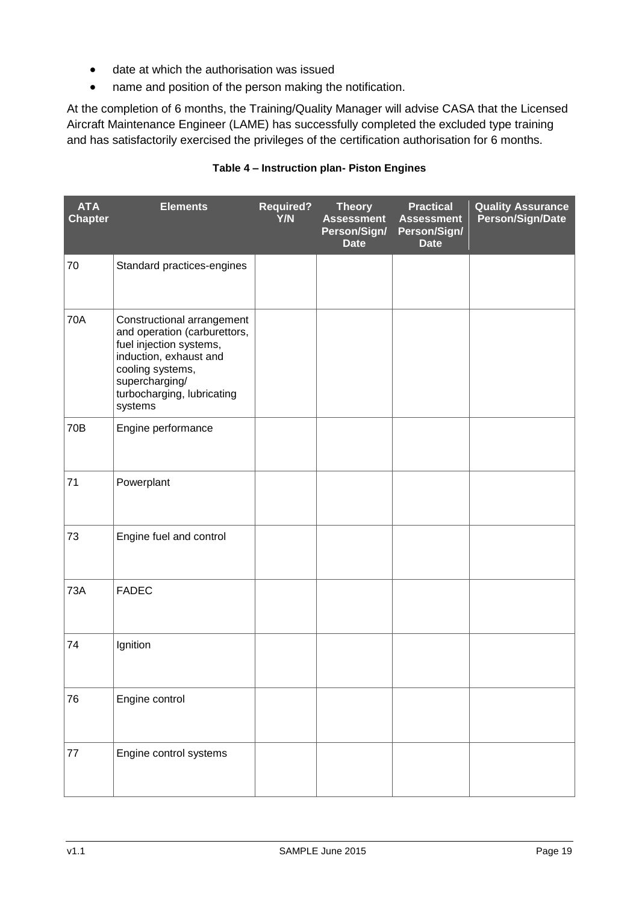- date at which the authorisation was issued
- name and position of the person making the notification.

At the completion of 6 months, the Training/Quality Manager will advise CASA that the Licensed Aircraft Maintenance Engineer (LAME) has successfully completed the excluded type training and has satisfactorily exercised the privileges of the certification authorisation for 6 months.

**Table 4 – Instruction plan- Piston Engines**

| ATA Chapter | Elements | Required? Y/N | Theory Assessment Person/Sign/ Date | Practical Assessment Person/Sign/ Date | Quality Assurance Person/Sign/Date |
|---|---|---|---|---|---|
| 70 | Standard practices-engines | | | | |
| 70A | Constructional arrangement and operation (carburettors, fuel injection systems, induction, exhaust and cooling systems, supercharging/ turbocharging, lubricating systems | | | | |
| 70B | Engine performance | | | | |
| 71 | Powerplant | | | | |
| 73 | Engine fuel and control | | | | |
| 73A | FADEC | | | | |
| 74 | Ignition | | | | |
| 76 | Engine control | | | | |
| 77 | Engine control systems | | | | |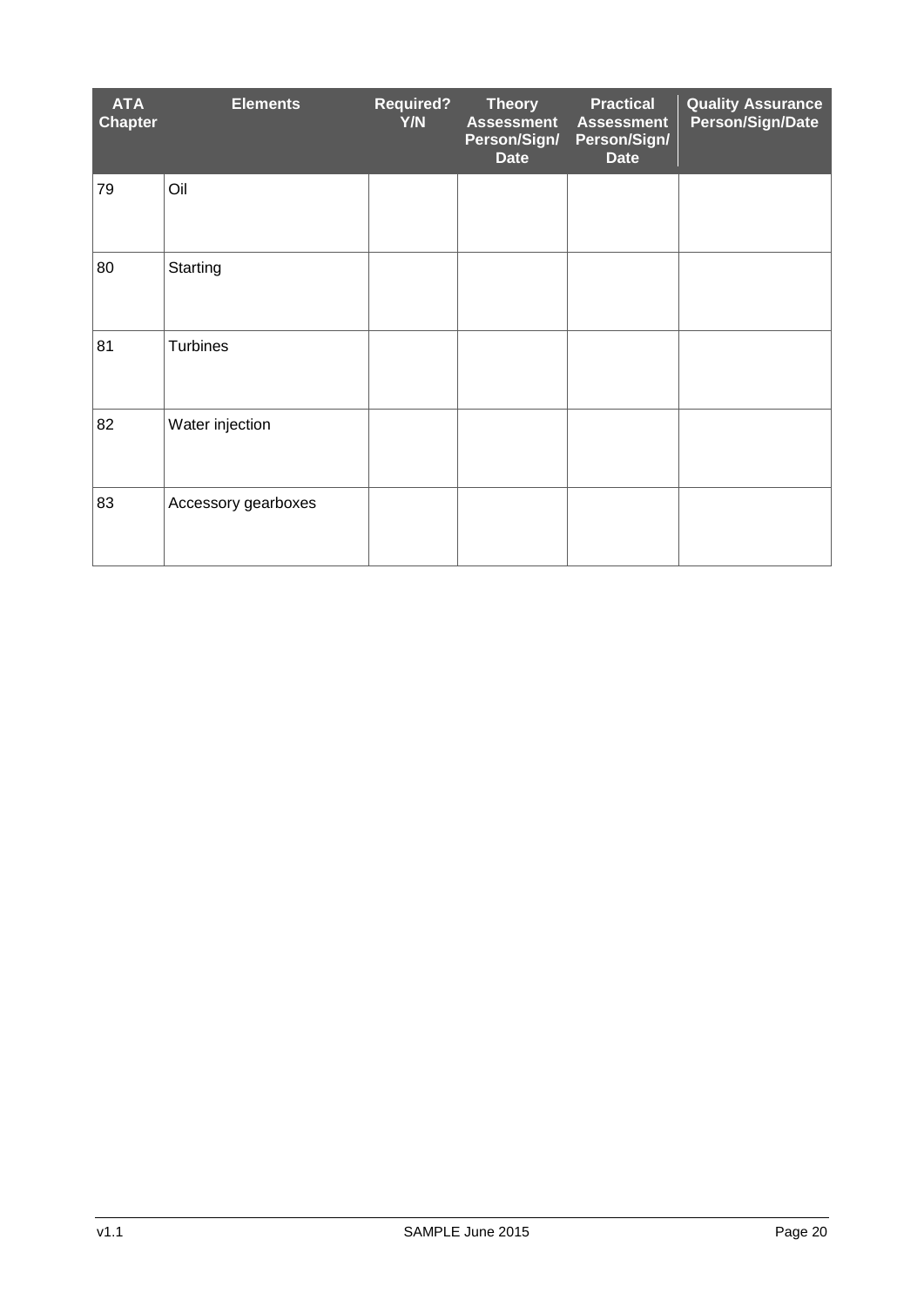| ATA Chapter | Elements | Required? Y/N | Theory Assessment Person/Sign/ Date | Practical Assessment Person/Sign/ Date | Quality Assurance Person/Sign/Date |
|---|---|---|---|---|---|
| 79 | Oil | | | | |
| 80 | Starting | | | | |
| 81 | Turbines | | | | |
| 82 | Water injection | | | | |
| 83 | Accessory gearboxes | | | | |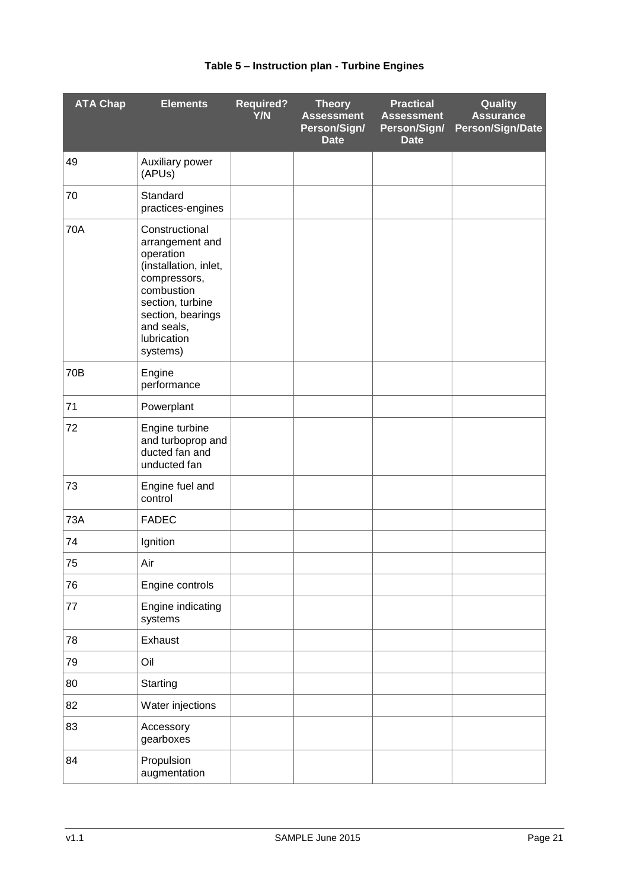**Table 5 – Instruction plan - Turbine Engines**

| ATA Chap | Elements | Required? Y/N | Theory Assessment Person/Sign/ Date | Practical Assessment Person/Sign/ Date | Quality Assurance Person/Sign/Date |
|---|---|---|---|---|---|
| 49 | Auxiliary power (APUs) | | | | |
| 70 | Standard practices-engines | | | | |
| 70A | Constructional arrangement and operation (installation, inlet, compressors, combustion section, turbine section, bearings and seals, lubrication systems) | | | | |
| 70B | Engine performance | | | | |
| 71 | Powerplant | | | | |
| 72 | Engine turbine and turboprop and ducted fan and unducted fan | | | | |
| 73 | Engine fuel and control | | | | |
| 73A | FADEC | | | | |
| 74 | Ignition | | | | |
| 75 | Air | | | | |
| 76 | Engine controls | | | | |
| 77 | Engine indicating systems | | | | |
| 78 | Exhaust | | | | |
| 79 | Oil | | | | |
| 80 | Starting | | | | |
| 82 | Water injections | | | | |
| 83 | Accessory gearboxes | | | | |
| 84 | Propulsion augmentation | | | | |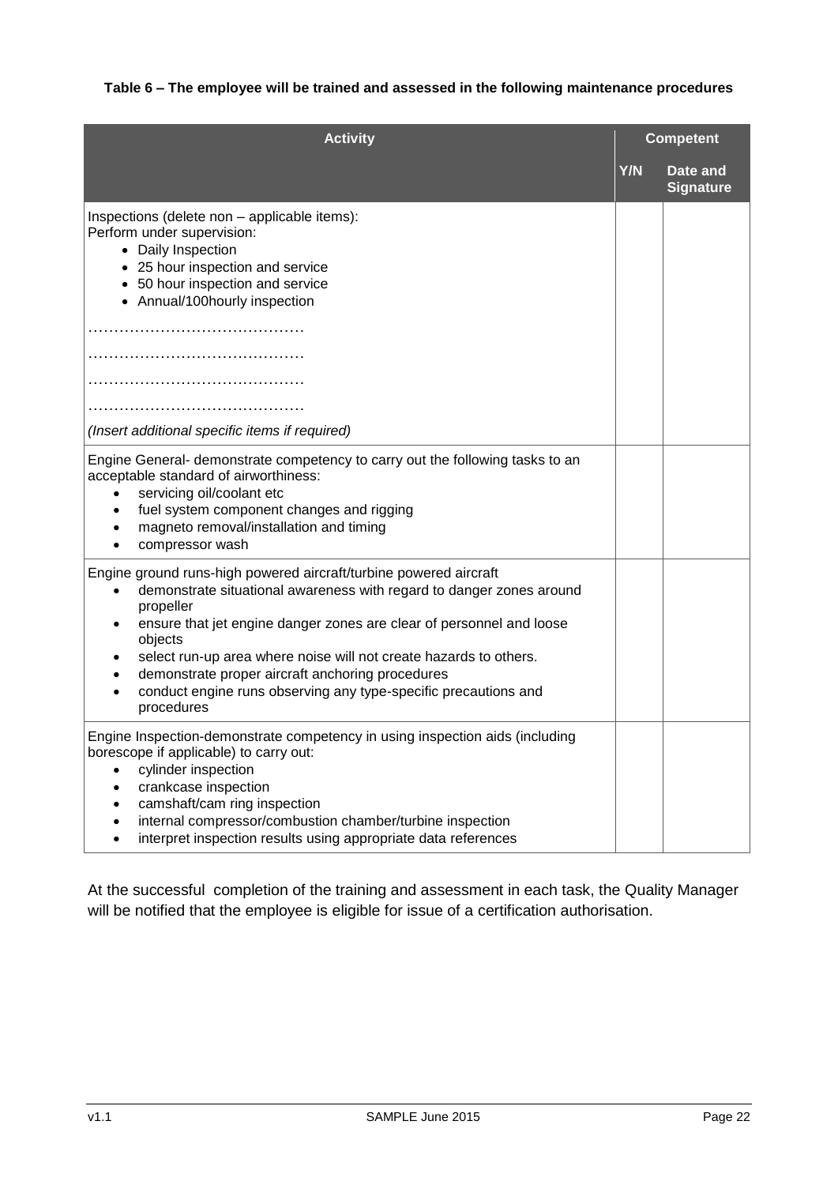**Table 6 – The employee will be trained and assessed in the following maintenance procedures**

| Activity | Competent | |
|---|---|---|
| | Y/N | Date and Signature |
| Inspections (delete non – applicable items):<br>Perform under supervision:<br>• Daily Inspection<br>• 25 hour inspection and service<br>• 50 hour inspection and service<br>• Annual/100hourly inspection<br>……………………………………<br>……………………………………<br>……………………………………<br>……………………………………<br>*(Insert additional specific items if required)* | | |
| Engine General- demonstrate competency to carry out the following tasks to an acceptable standard of airworthiness:<br>• servicing oil/coolant etc<br>• fuel system component changes and rigging<br>• magneto removal/installation and timing<br>• compressor wash | | |
| Engine ground runs-high powered aircraft/turbine powered aircraft<br>• demonstrate situational awareness with regard to danger zones around propeller<br>• ensure that jet engine danger zones are clear of personnel and loose objects<br>• select run-up area where noise will not create hazards to others.<br>• demonstrate proper aircraft anchoring procedures<br>• conduct engine runs observing any type-specific precautions and procedures | | |
| Engine Inspection-demonstrate competency in using inspection aids (including borescope if applicable) to carry out:<br>• cylinder inspection<br>• crankcase inspection<br>• camshaft/cam ring inspection<br>• internal compressor/combustion chamber/turbine inspection<br>• interpret inspection results using appropriate data references | | |

At the successful completion of the training and assessment in each task, the Quality Manager will be notified that the employee is eligible for issue of a certification authorisation.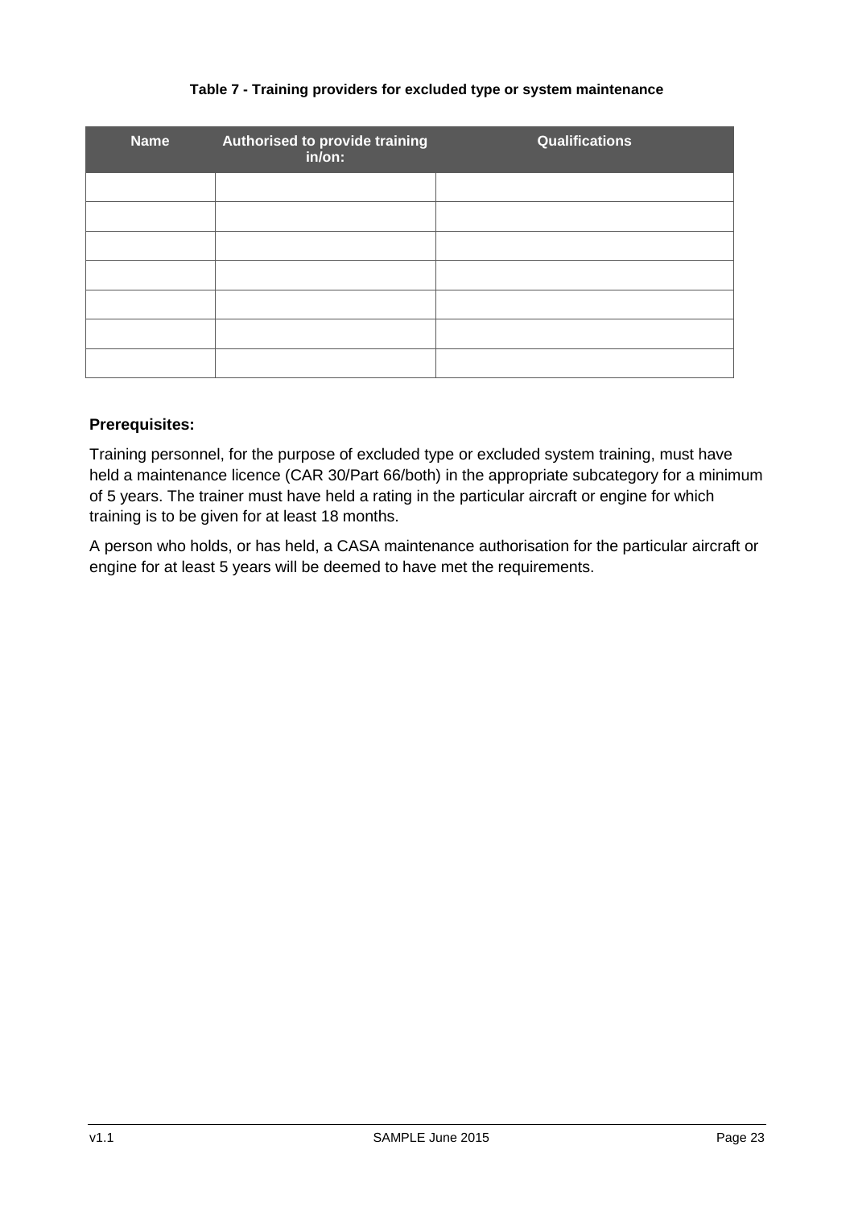**Table 7 - Training providers for excluded type or system maintenance**

| Name | Authorised to provide training in/on: | Qualifications |
| --- | --- | --- |
| | | |
| | | |
| | | |
| | | |
| | | |
| | | |
| | | |

**Prerequisites:**

Training personnel, for the purpose of excluded type or excluded system training, must have held a maintenance licence (CAR 30/Part 66/both) in the appropriate subcategory for a minimum of 5 years. The trainer must have held a rating in the particular aircraft or engine for which training is to be given for at least 18 months.

A person who holds, or has held, a CASA maintenance authorisation for the particular aircraft or engine for at least 5 years will be deemed to have met the requirements.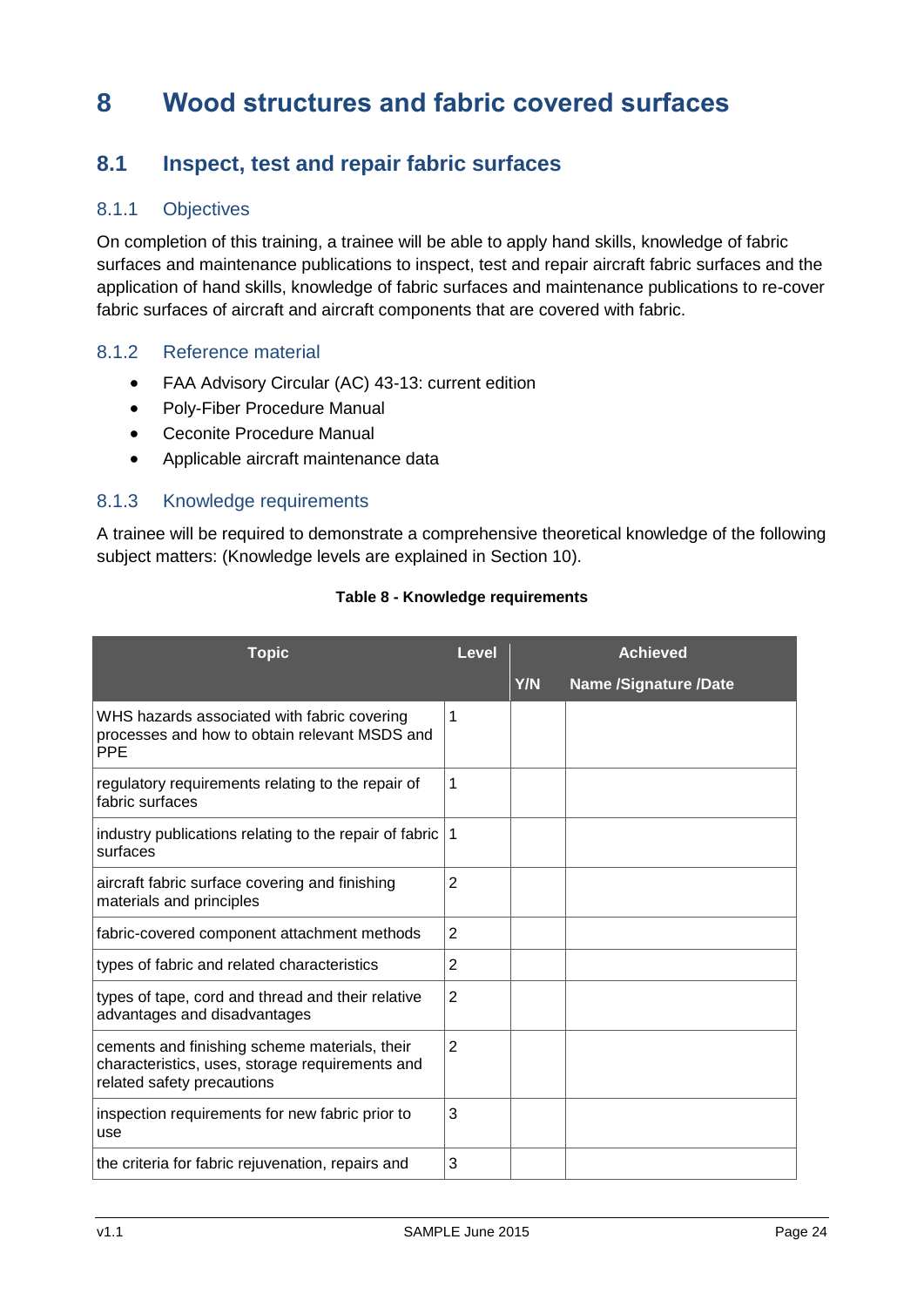# 8 Wood structures and fabric covered surfaces

## 8.1 Inspect, test and repair fabric surfaces

### 8.1.1 Objectives

On completion of this training, a trainee will be able to apply hand skills, knowledge of fabric surfaces and maintenance publications to inspect, test and repair aircraft fabric surfaces and the application of hand skills, knowledge of fabric surfaces and maintenance publications to re-cover fabric surfaces of aircraft and aircraft components that are covered with fabric.

### 8.1.2 Reference material

- FAA Advisory Circular (AC) 43-13: current edition
- Poly-Fiber Procedure Manual
- Ceconite Procedure Manual
- Applicable aircraft maintenance data

### 8.1.3 Knowledge requirements

A trainee will be required to demonstrate a comprehensive theoretical knowledge of the following subject matters: (Knowledge levels are explained in Section 10).

**Table 8 - Knowledge requirements**

| Topic | Level | Achieved | |
|---|---|---|---|
| | | Y/N | Name /Signature /Date |
| WHS hazards associated with fabric covering processes and how to obtain relevant MSDS and PPE | 1 | | |
| regulatory requirements relating to the repair of fabric surfaces | 1 | | |
| industry publications relating to the repair of fabric surfaces | 1 | | |
| aircraft fabric surface covering and finishing materials and principles | 2 | | |
| fabric-covered component attachment methods | 2 | | |
| types of fabric and related characteristics | 2 | | |
| types of tape, cord and thread and their relative advantages and disadvantages | 2 | | |
| cements and finishing scheme materials, their characteristics, uses, storage requirements and related safety precautions | 2 | | |
| inspection requirements for new fabric prior to use | 3 | | |
| the criteria for fabric rejuvenation, repairs and | 3 | | |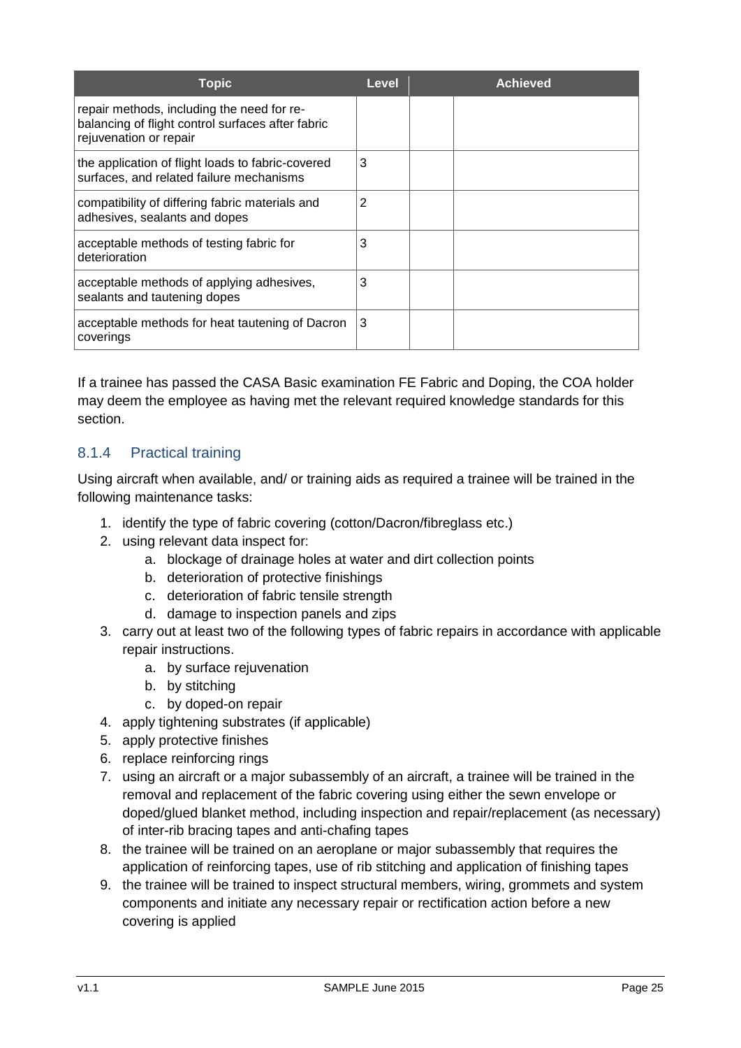| Topic | Level | Achieved | |
|---|---|---|---|
| repair methods, including the need for re-balancing of flight control surfaces after fabric rejuvenation or repair | | | |
| the application of flight loads to fabric-covered surfaces, and related failure mechanisms | 3 | | |
| compatibility of differing fabric materials and adhesives, sealants and dopes | 2 | | |
| acceptable methods of testing fabric for deterioration | 3 | | |
| acceptable methods of applying adhesives, sealants and tautening dopes | 3 | | |
| acceptable methods for heat tautening of Dacron coverings | 3 | | |

If a trainee has passed the CASA Basic examination FE Fabric and Doping, the COA holder may deem the employee as having met the relevant required knowledge standards for this section.

### 8.1.4 Practical training

Using aircraft when available, and/ or training aids as required a trainee will be trained in the following maintenance tasks:

1. identify the type of fabric covering (cotton/Dacron/fibreglass etc.)
2. using relevant data inspect for:
    a. blockage of drainage holes at water and dirt collection points
    b. deterioration of protective finishings
    c. deterioration of fabric tensile strength
    d. damage to inspection panels and zips
3. carry out at least two of the following types of fabric repairs in accordance with applicable repair instructions.
    a. by surface rejuvenation
    b. by stitching
    c. by doped-on repair
4. apply tightening substrates (if applicable)
5. apply protective finishes
6. replace reinforcing rings
7. using an aircraft or a major subassembly of an aircraft, a trainee will be trained in the removal and replacement of the fabric covering using either the sewn envelope or doped/glued blanket method, including inspection and repair/replacement (as necessary) of inter-rib bracing tapes and anti-chafing tapes
8. the trainee will be trained on an aeroplane or major subassembly that requires the application of reinforcing tapes, use of rib stitching and application of finishing tapes
9. the trainee will be trained to inspect structural members, wiring, grommets and system components and initiate any necessary repair or rectification action before a new covering is applied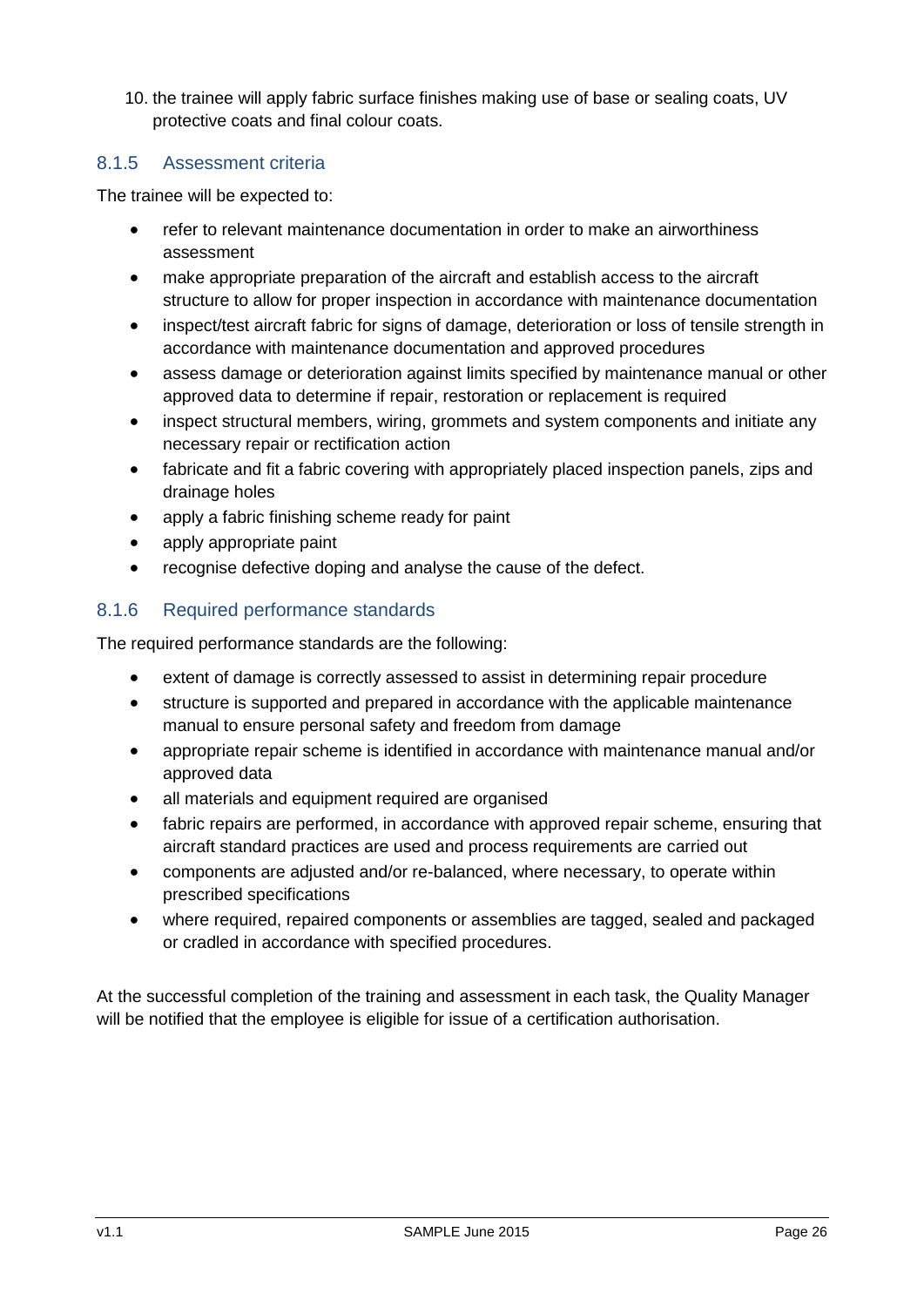10. the trainee will apply fabric surface finishes making use of base or sealing coats, UV protective coats and final colour coats.

### 8.1.5 Assessment criteria

The trainee will be expected to:

- refer to relevant maintenance documentation in order to make an airworthiness assessment
- make appropriate preparation of the aircraft and establish access to the aircraft structure to allow for proper inspection in accordance with maintenance documentation
- inspect/test aircraft fabric for signs of damage, deterioration or loss of tensile strength in accordance with maintenance documentation and approved procedures
- assess damage or deterioration against limits specified by maintenance manual or other approved data to determine if repair, restoration or replacement is required
- inspect structural members, wiring, grommets and system components and initiate any necessary repair or rectification action
- fabricate and fit a fabric covering with appropriately placed inspection panels, zips and drainage holes
- apply a fabric finishing scheme ready for paint
- apply appropriate paint
- recognise defective doping and analyse the cause of the defect.

### 8.1.6 Required performance standards

The required performance standards are the following:

- extent of damage is correctly assessed to assist in determining repair procedure
- structure is supported and prepared in accordance with the applicable maintenance manual to ensure personal safety and freedom from damage
- appropriate repair scheme is identified in accordance with maintenance manual and/or approved data
- all materials and equipment required are organised
- fabric repairs are performed, in accordance with approved repair scheme, ensuring that aircraft standard practices are used and process requirements are carried out
- components are adjusted and/or re-balanced, where necessary, to operate within prescribed specifications
- where required, repaired components or assemblies are tagged, sealed and packaged or cradled in accordance with specified procedures.

At the successful completion of the training and assessment in each task, the Quality Manager will be notified that the employee is eligible for issue of a certification authorisation.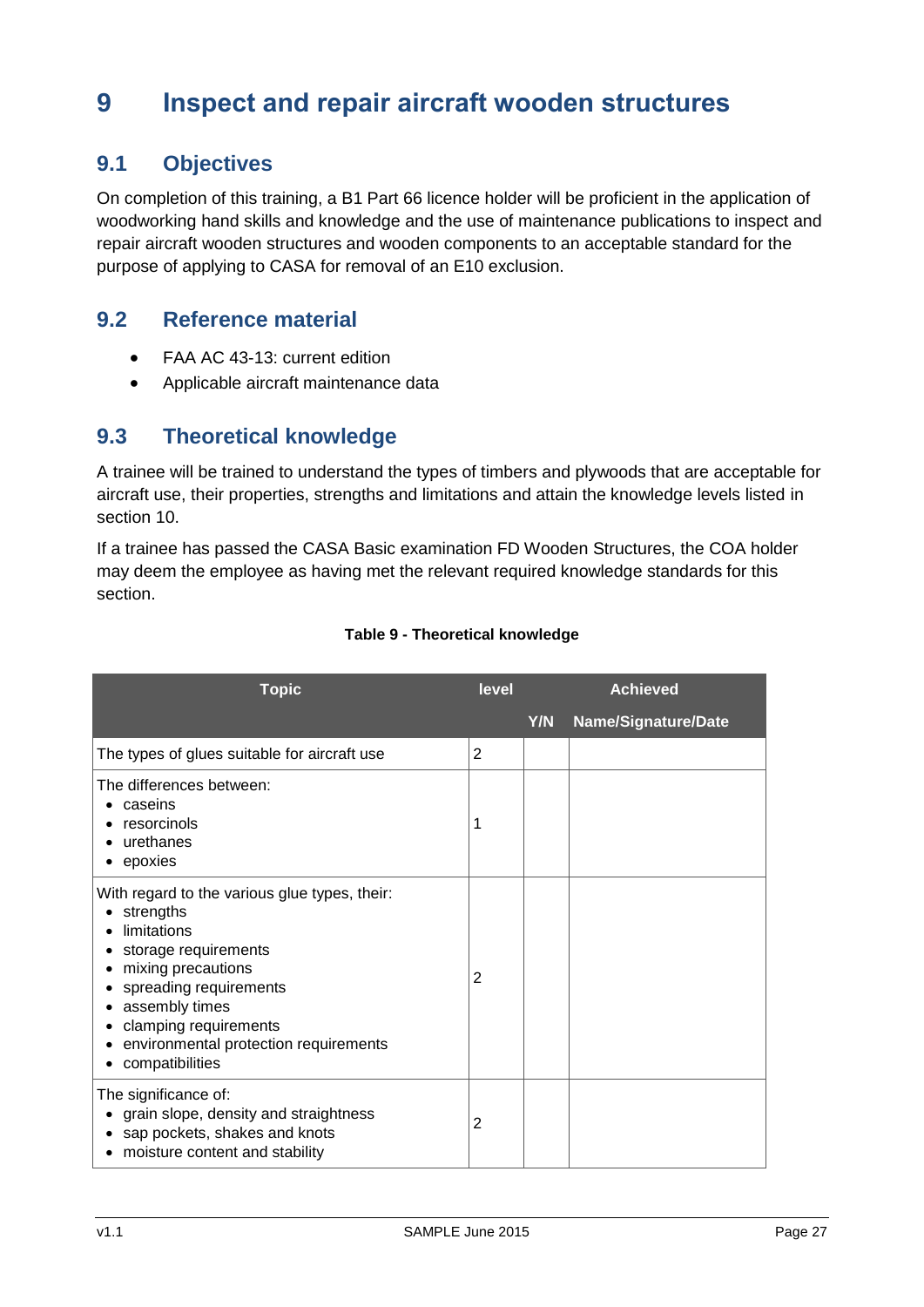# 9 Inspect and repair aircraft wooden structures

## 9.1 Objectives

On completion of this training, a B1 Part 66 licence holder will be proficient in the application of woodworking hand skills and knowledge and the use of maintenance publications to inspect and repair aircraft wooden structures and wooden components to an acceptable standard for the purpose of applying to CASA for removal of an E10 exclusion.

## 9.2 Reference material

- FAA AC 43-13: current edition
- Applicable aircraft maintenance data

## 9.3 Theoretical knowledge

A trainee will be trained to understand the types of timbers and plywoods that are acceptable for aircraft use, their properties, strengths and limitations and attain the knowledge levels listed in section 10.

If a trainee has passed the CASA Basic examination FD Wooden Structures, the COA holder may deem the employee as having met the relevant required knowledge standards for this section.

**Table 9 - Theoretical knowledge**

| Topic | level | Achieved | |
|---|---|---|---|
| | | Y/N | Name/Signature/Date |
| The types of glues suitable for aircraft use | 2 | | |
| The differences between:<br>• caseins<br>• resorcinols<br>• urethanes<br>• epoxies | 1 | | |
| With regard to the various glue types, their:<br>• strengths<br>• limitations<br>• storage requirements<br>• mixing precautions<br>• spreading requirements<br>• assembly times<br>• clamping requirements<br>• environmental protection requirements<br>• compatibilities | 2 | | |
| The significance of:<br>• grain slope, density and straightness<br>• sap pockets, shakes and knots<br>• moisture content and stability | 2 | | |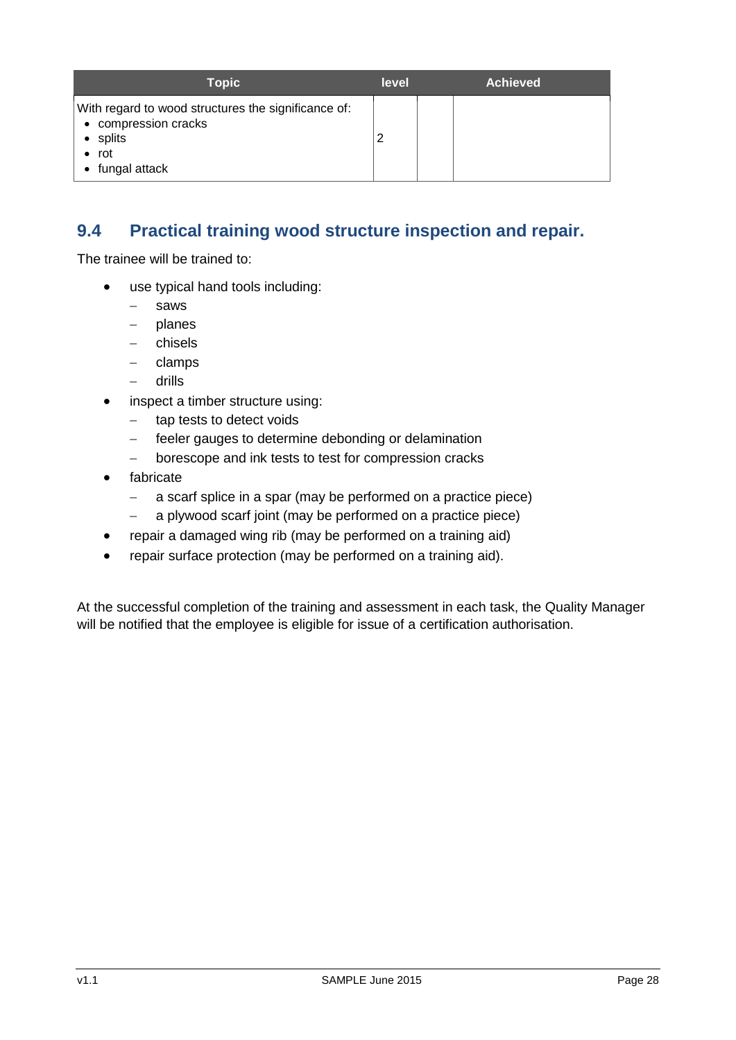| Topic | level | | Achieved |
|---|---|---|---|
| With regard to wood structures the significance of:<br>• compression cracks<br>• splits<br>• rot<br>• fungal attack | 2 | | |

## 9.4 Practical training wood structure inspection and repair.

The trainee will be trained to:

- use typical hand tools including:
  - saws
  - planes
  - chisels
  - clamps
  - drills
- inspect a timber structure using:
  - tap tests to detect voids
  - feeler gauges to determine debonding or delamination
  - borescope and ink tests to test for compression cracks
- fabricate
  - a scarf splice in a spar (may be performed on a practice piece)
  - a plywood scarf joint (may be performed on a practice piece)
- repair a damaged wing rib (may be performed on a training aid)
- repair surface protection (may be performed on a training aid).

At the successful completion of the training and assessment in each task, the Quality Manager will be notified that the employee is eligible for issue of a certification authorisation.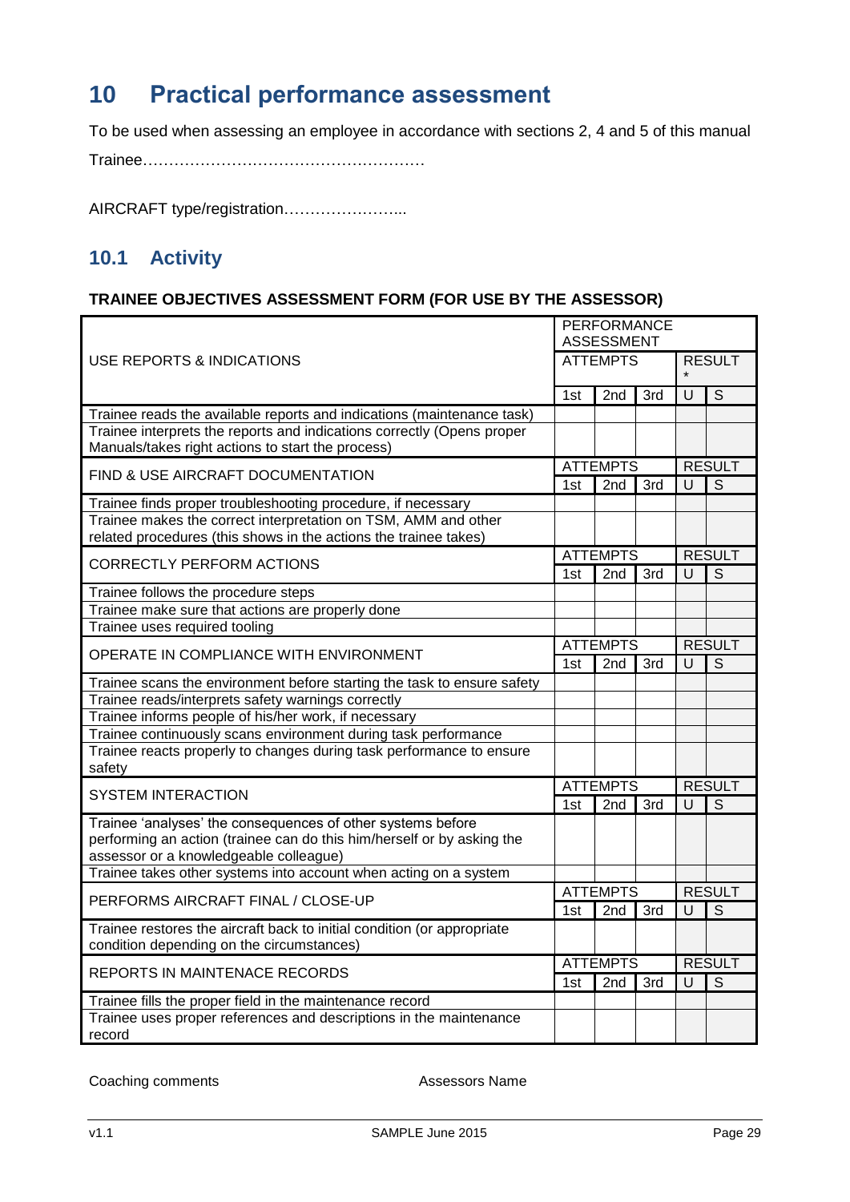# 10 Practical performance assessment

To be used when assessing an employee in accordance with sections 2, 4 and 5 of this manual

Trainee………………………………………………

AIRCRAFT type/registration…………………...

## 10.1 Activity

**TRAINEE OBJECTIVES ASSESSMENT FORM (FOR USE BY THE ASSESSOR)**

| USE REPORTS & INDICATIONS | PERFORMANCE ASSESSMENT | | | | |
|---|---|---|---|---|---|
| | ATTEMPTS | | | RESULT * | |
| | 1st | 2nd | 3rd | U | S |
| Trainee reads the available reports and indications (maintenance task) | | | | | |
| Trainee interprets the reports and indications correctly (Opens proper Manuals/takes right actions to start the process) | | | | | |
| **FIND & USE AIRCRAFT DOCUMENTATION** | ATTEMPTS | | | RESULT | |
| | 1st | 2nd | 3rd | U | S |
| Trainee finds proper troubleshooting procedure, if necessary | | | | | |
| Trainee makes the correct interpretation on TSM, AMM and other related procedures (this shows in the actions the trainee takes) | | | | | |
| **CORRECTLY PERFORM ACTIONS** | ATTEMPTS | | | RESULT | |
| | 1st | 2nd | 3rd | U | S |
| Trainee follows the procedure steps | | | | | |
| Trainee make sure that actions are properly done | | | | | |
| Trainee uses required tooling | | | | | |
| **OPERATE IN COMPLIANCE WITH ENVIRONMENT** | ATTEMPTS | | | RESULT | |
| | 1st | 2nd | 3rd | U | S |
| Trainee scans the environment before starting the task to ensure safety | | | | | |
| Trainee reads/interprets safety warnings correctly | | | | | |
| Trainee informs people of his/her work, if necessary | | | | | |
| Trainee continuously scans environment during task performance | | | | | |
| Trainee reacts properly to changes during task performance to ensure safety | | | | | |
| **SYSTEM INTERACTION** | ATTEMPTS | | | RESULT | |
| | 1st | 2nd | 3rd | U | S |
| Trainee 'analyses' the consequences of other systems before performing an action (trainee can do this him/herself or by asking the assessor or a knowledgeable colleague) | | | | | |
| Trainee takes other systems into account when acting on a system | | | | | |
| **PERFORMS AIRCRAFT FINAL / CLOSE-UP** | ATTEMPTS | | | RESULT | |
| | 1st | 2nd | 3rd | U | S |
| Trainee restores the aircraft back to initial condition (or appropriate condition depending on the circumstances) | | | | | |
| **REPORTS IN MAINTENACE RECORDS** | ATTEMPTS | | | RESULT | |
| | 1st | 2nd | 3rd | U | S |
| Trainee fills the proper field in the maintenance record | | | | | |
| Trainee uses proper references and descriptions in the maintenance record | | | | | |

Coaching comments

Assessors Name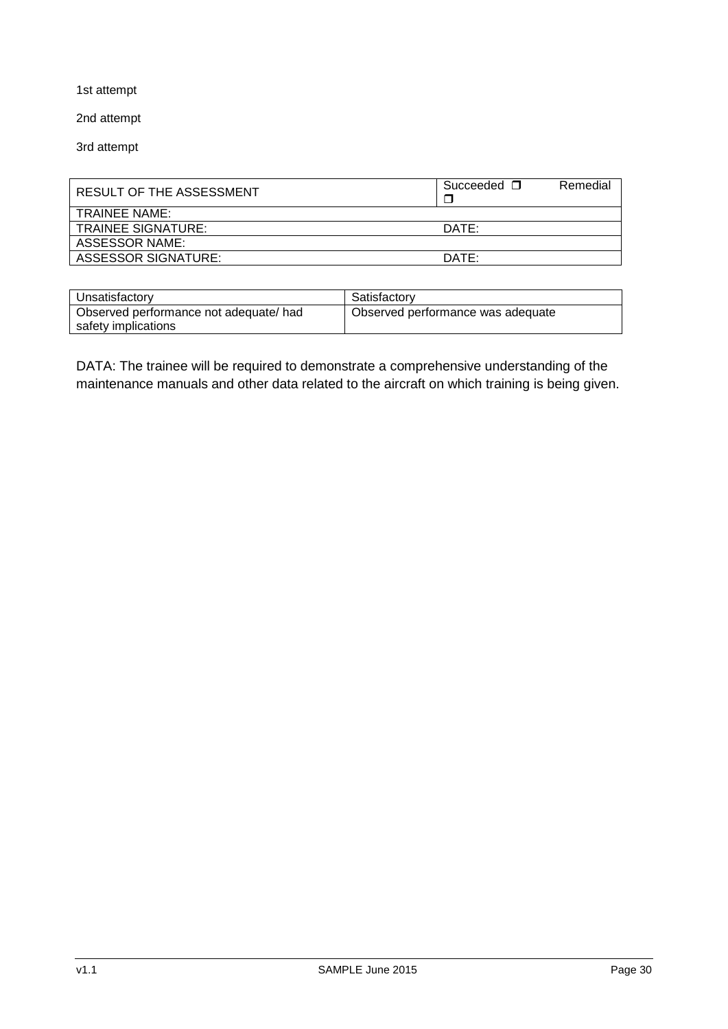1st attempt

2nd attempt

3rd attempt

| RESULT OF THE ASSESSMENT | Succeeded ❒ Remedial ❒ |
|---|---|
| TRAINEE NAME: | |
| TRAINEE SIGNATURE: | DATE: |
| ASSESSOR NAME: | |
| ASSESSOR SIGNATURE: | DATE: |

| Unsatisfactory | Satisfactory |
|---|---|
| Observed performance not adequate/ had safety implications | Observed performance was adequate |

DATA: The trainee will be required to demonstrate a comprehensive understanding of the maintenance manuals and other data related to the aircraft on which training is being given.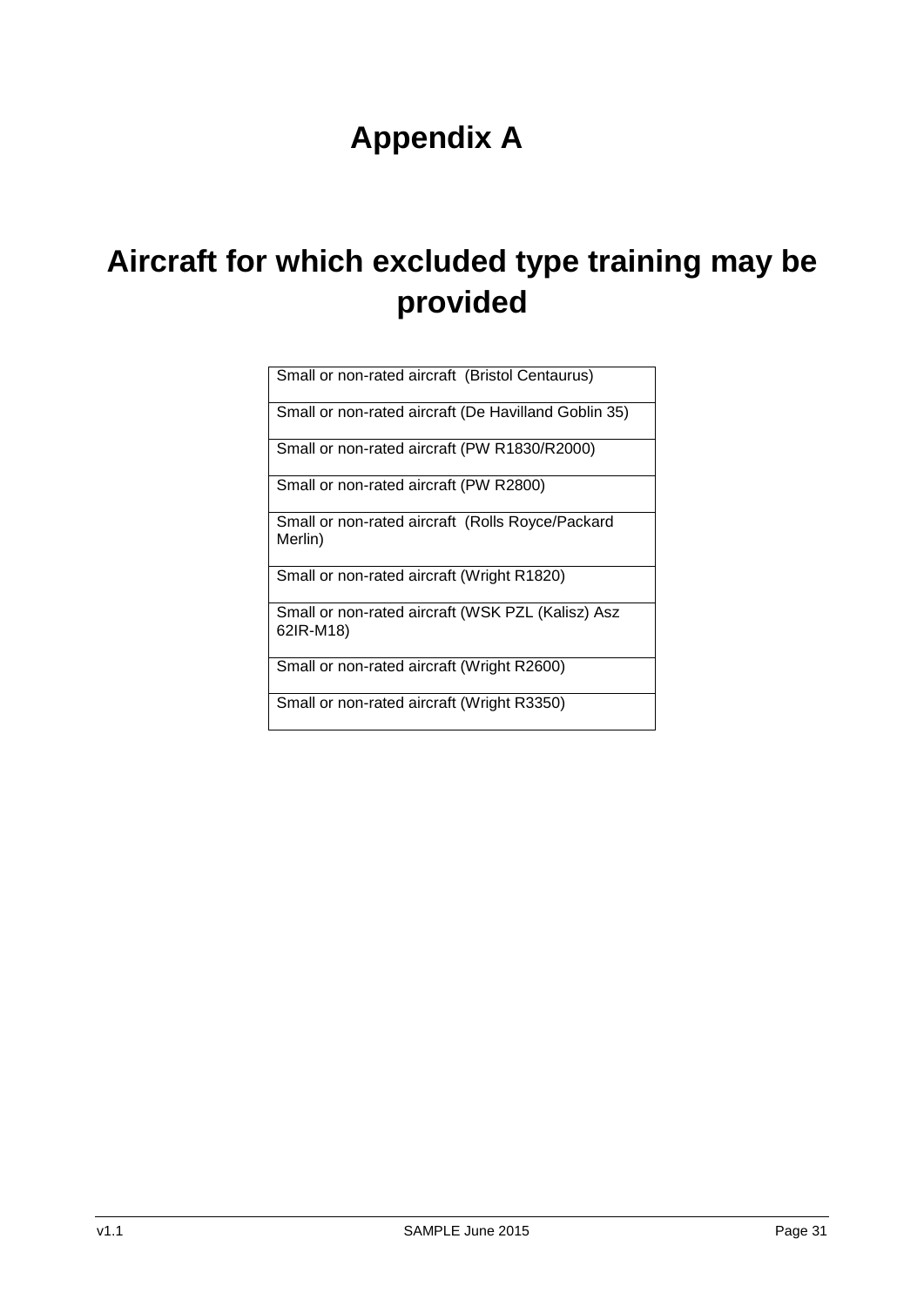# Appendix A

# Aircraft for which excluded type training may be provided

| Small or non-rated aircraft (Bristol Centaurus) |
|---|
| Small or non-rated aircraft (De Havilland Goblin 35) |
| Small or non-rated aircraft (PW R1830/R2000) |
| Small or non-rated aircraft (PW R2800) |
| Small or non-rated aircraft (Rolls Royce/Packard Merlin) |
| Small or non-rated aircraft (Wright R1820) |
| Small or non-rated aircraft (WSK PZL (Kalisz) Asz 62IR-M18) |
| Small or non-rated aircraft (Wright R2600) |
| Small or non-rated aircraft (Wright R3350) |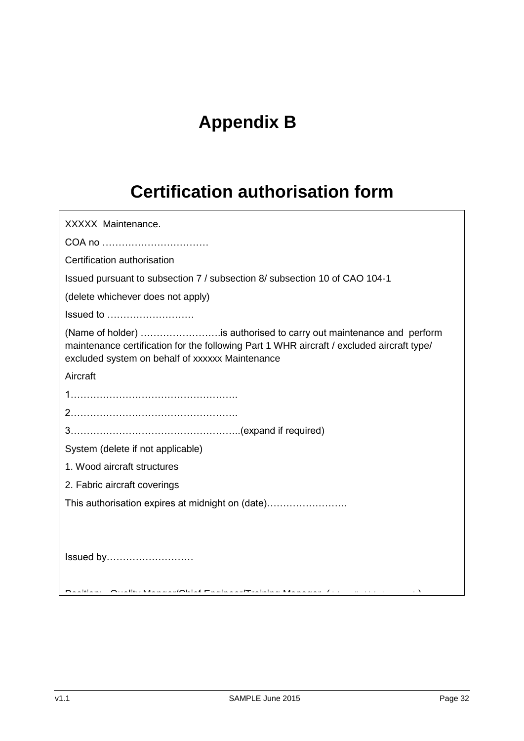# Appendix B

## Certification authorisation form

XXXXX Maintenance.

COA no ……………………………

Certification authorisation

Issued pursuant to subsection 7 / subsection 8/ subsection 10 of CAO 104-1

(delete whichever does not apply)

Issued to ………………………

(Name of holder) …………………….is authorised to carry out maintenance and perform maintenance certification for the following Part 1 WHR aircraft / excluded aircraft type/ excluded system on behalf of xxxxxx Maintenance

Aircraft

1…………………………………………….

2…………………………………………….

3……………………………………………..(expand if required)

System (delete if not applicable)

1. Wood aircraft structures

2. Fabric aircraft coverings

This authorisation expires at midnight on (date)…………………….

Issued by………………………

Position: Quality Manger/Chief Engineer/Training Manager (…)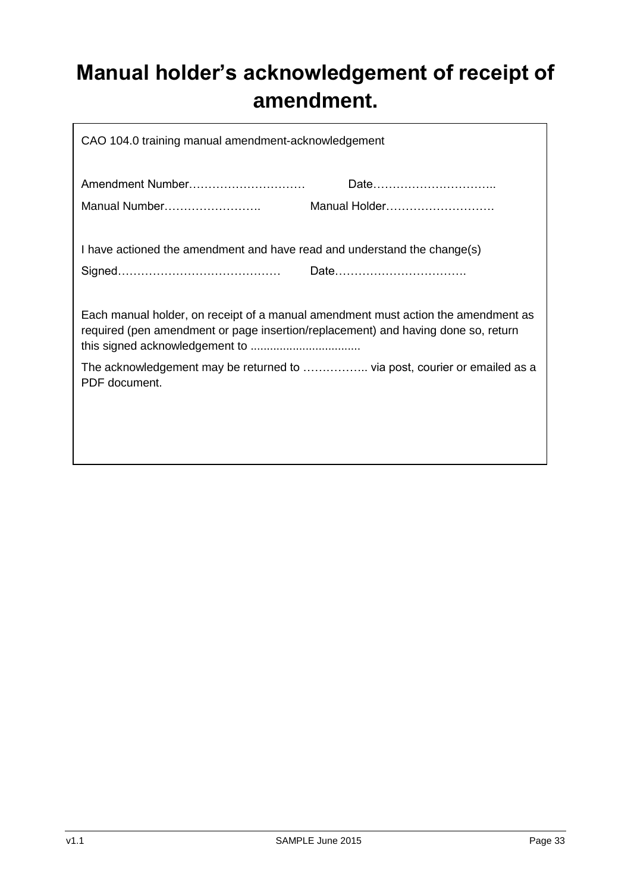# Manual holder's acknowledgement of receipt of amendment.

CAO 104.0 training manual amendment-acknowledgement

Amendment Number………………………… Date…………………………..

Manual Number……………………. Manual Holder……………………….

I have actioned the amendment and have read and understand the change(s)

Signed…………………………………… Date…………………………….

Each manual holder, on receipt of a manual amendment must action the amendment as required (pen amendment or page insertion/replacement) and having done so, return this signed acknowledgement to .................................

The acknowledgement may be returned to …………….. via post, courier or emailed as a PDF document.